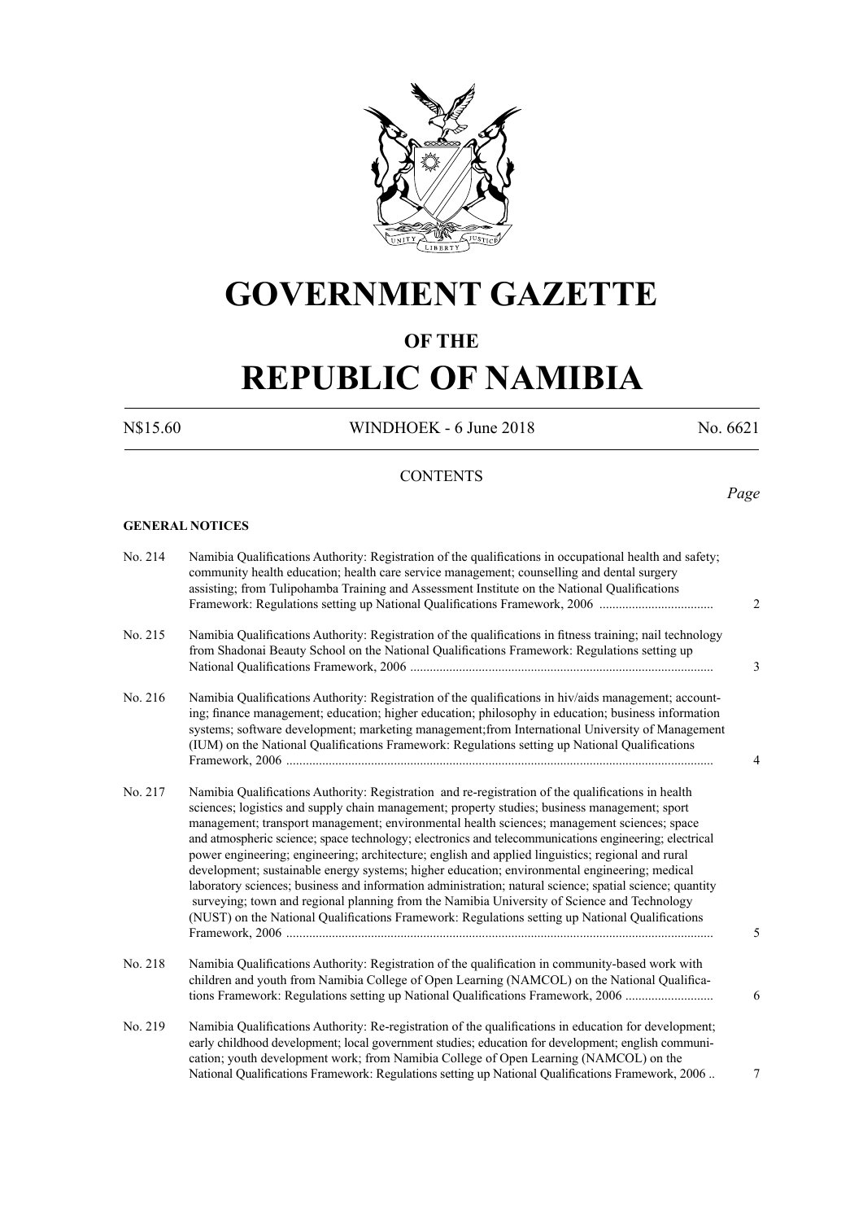# GOVERNMENT GAZETTE

## OF THE

# REPUBLIC OF NAMIBIA

N$15.60 WINDHOEK - 6 June 2018 No. 6621

## CONTENTS

*Page*

**GENERAL NOTICES**

| | | Page |
|---|---|---|
| No. 214 | Namibia Qualifications Authority: Registration of the qualifications in occupational health and safety; community health education; health care service management; counselling and dental surgery assisting; from Tulipohamba Training and Assessment Institute on the National Qualifications Framework: Regulations setting up National Qualifications Framework, 2006 .................................. | 2 |
| No. 215 | Namibia Qualifications Authority: Registration of the qualifications in fitness training; nail technology from Shadonai Beauty School on the National Qualifications Framework: Regulations setting up National Qualifications Framework, 2006 ........................................................................................... | 3 |
| No. 216 | Namibia Qualifications Authority: Registration of the qualifications in hiv/aids management; accounting; finance management; education; higher education; philosophy in education; business information systems; software development; marketing management;from International University of Management (IUM) on the National Qualifications Framework: Regulations setting up National Qualifications Framework, 2006 ................................................................................................................................ | 4 |
| No. 217 | Namibia Qualifications Authority: Registration and re-registration of the qualifications in health sciences; logistics and supply chain management; property studies; business management; sport management; transport management; environmental health sciences; management sciences; space and atmospheric science; space technology; electronics and telecommunications engineering; electrical power engineering; engineering; architecture; english and applied linguistics; regional and rural development; sustainable energy systems; higher education; environmental engineering; medical laboratory sciences; business and information administration; natural science; spatial science; quantity surveying; town and regional planning from the Namibia University of Science and Technology (NUST) on the National Qualifications Framework: Regulations setting up National Qualifications Framework, 2006 ................................................................................................................................ | 5 |
| No. 218 | Namibia Qualifications Authority: Registration of the qualification in community-based work with children and youth from Namibia College of Open Learning (NAMCOL) on the National Qualifications Framework: Regulations setting up National Qualifications Framework, 2006 .......................... | 6 |
| No. 219 | Namibia Qualifications Authority: Re-registration of the qualifications in education for development; early childhood development; local government studies; education for development; english communication; youth development work; from Namibia College of Open Learning (NAMCOL) on the National Qualifications Framework: Regulations setting up National Qualifications Framework, 2006 .. | 7 |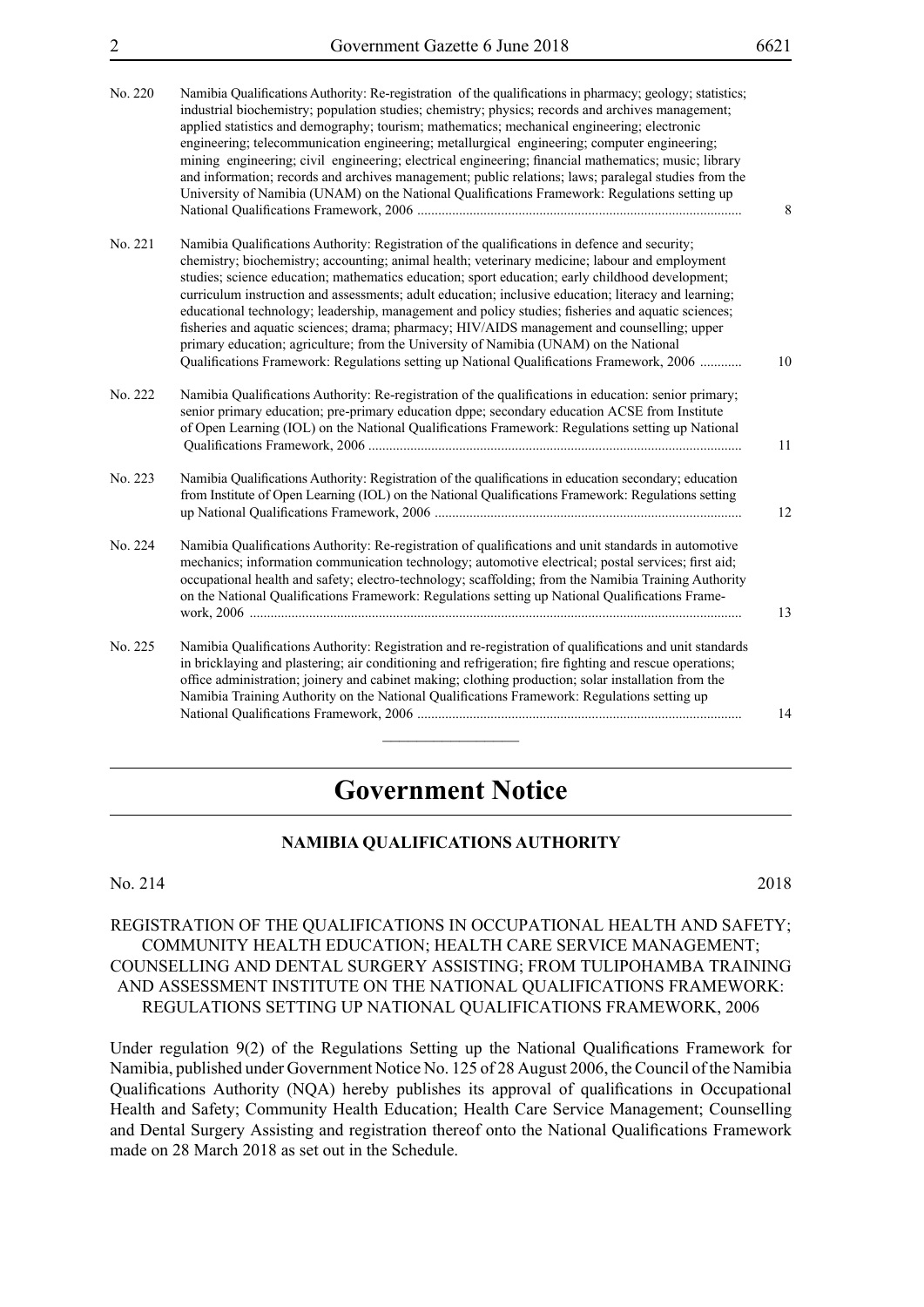| | | |
|---|---|---|
| No. 220 | Namibia Qualifications Authority: Re-registration of the qualifications in pharmacy; geology; statistics; industrial biochemistry; population studies; chemistry; physics; records and archives management; applied statistics and demography; tourism; mathematics; mechanical engineering; electronic engineering; telecommunication engineering; metallurgical engineering; computer engineering; mining engineering; civil engineering; electrical engineering; financial mathematics; music; library and information; records and archives management; public relations; laws; paralegal studies from the University of Namibia (UNAM) on the National Qualifications Framework: Regulations setting up National Qualifications Framework, 2006 | 8 |
| No. 221 | Namibia Qualifications Authority: Registration of the qualifications in defence and security; chemistry; biochemistry; accounting; animal health; veterinary medicine; labour and employment studies; science education; mathematics education; sport education; early childhood development; curriculum instruction and assessments; adult education; inclusive education; literacy and learning; educational technology; leadership, management and policy studies; fisheries and aquatic sciences; fisheries and aquatic sciences; drama; pharmacy; HIV/AIDS management and counselling; upper primary education; agriculture; from the University of Namibia (UNAM) on the National Qualifications Framework: Regulations setting up National Qualifications Framework, 2006 | 10 |
| No. 222 | Namibia Qualifications Authority: Re-registration of the qualifications in education: senior primary; senior primary education; pre-primary education dppe; secondary education ACSE from Institute of Open Learning (IOL) on the National Qualifications Framework: Regulations setting up National Qualifications Framework, 2006 | 11 |
| No. 223 | Namibia Qualifications Authority: Registration of the qualifications in education secondary; education from Institute of Open Learning (IOL) on the National Qualifications Framework: Regulations setting up National Qualifications Framework, 2006 | 12 |
| No. 224 | Namibia Qualifications Authority: Re-registration of qualifications and unit standards in automotive mechanics; information communication technology; automotive electrical; postal services; first aid; occupational health and safety; electro-technology; scaffolding; from the Namibia Training Authority on the National Qualifications Framework: Regulations setting up National Qualifications Framework, 2006 | 13 |
| No. 225 | Namibia Qualifications Authority: Registration and re-registration of qualifications and unit standards in bricklaying and plastering; air conditioning and refrigeration; fire fighting and rescue operations; office administration; joinery and cabinet making; clothing production; solar installation from the Namibia Training Authority on the National Qualifications Framework: Regulations setting up National Qualifications Framework, 2006 | 14 |

# Government Notice

## NAMIBIA QUALIFICATIONS AUTHORITY

No. 214 2018

REGISTRATION OF THE QUALIFICATIONS IN OCCUPATIONAL HEALTH AND SAFETY; COMMUNITY HEALTH EDUCATION; HEALTH CARE SERVICE MANAGEMENT; COUNSELLING AND DENTAL SURGERY ASSISTING; FROM TULIPOHAMBA TRAINING AND ASSESSMENT INSTITUTE ON THE NATIONAL QUALIFICATIONS FRAMEWORK: REGULATIONS SETTING UP NATIONAL QUALIFICATIONS FRAMEWORK, 2006

Under regulation 9(2) of the Regulations Setting up the National Qualifications Framework for Namibia, published under Government Notice No. 125 of 28 August 2006, the Council of the Namibia Qualifications Authority (NQA) hereby publishes its approval of qualifications in Occupational Health and Safety; Community Health Education; Health Care Service Management; Counselling and Dental Surgery Assisting and registration thereof onto the National Qualifications Framework made on 28 March 2018 as set out in the Schedule.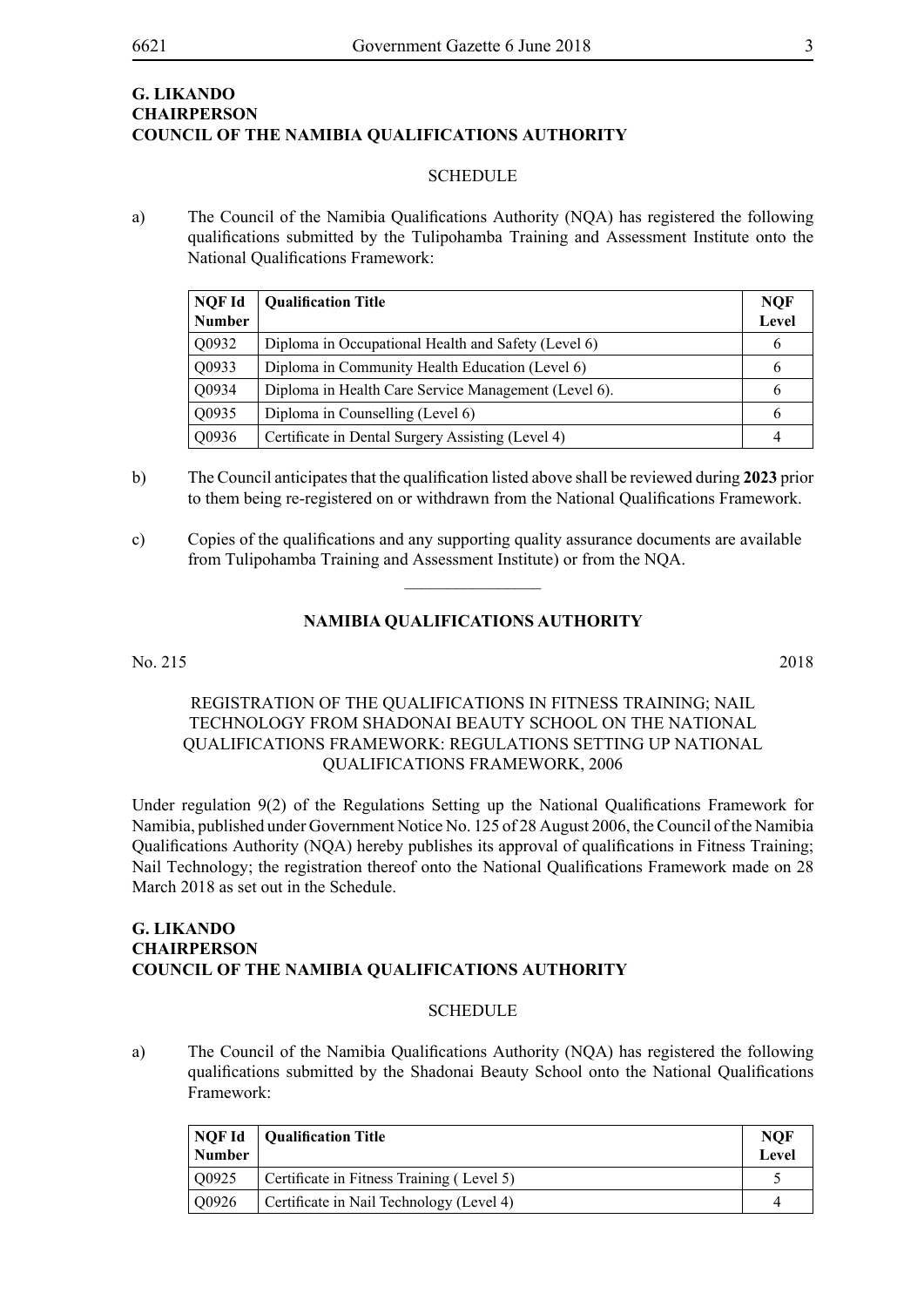**G. LIKANDO**
**CHAIRPERSON**
**COUNCIL OF THE NAMIBIA QUALIFICATIONS AUTHORITY**

SCHEDULE

a) The Council of the Namibia Qualifications Authority (NQA) has registered the following qualifications submitted by the Tulipohamba Training and Assessment Institute onto the National Qualifications Framework:

| NQF Id Number | Qualification Title | NQF Level |
|---|---|---|
| Q0932 | Diploma in Occupational Health and Safety (Level 6) | 6 |
| Q0933 | Diploma in Community Health Education (Level 6) | 6 |
| Q0934 | Diploma in Health Care Service Management (Level 6). | 6 |
| Q0935 | Diploma in Counselling (Level 6) | 6 |
| Q0936 | Certificate in Dental Surgery Assisting (Level 4) | 4 |

b) The Council anticipates that the qualification listed above shall be reviewed during **2023** prior to them being re-registered on or withdrawn from the National Qualifications Framework.

c) Copies of the qualifications and any supporting quality assurance documents are available from Tulipohamba Training and Assessment Institute) or from the NQA.

________________

## NAMIBIA QUALIFICATIONS AUTHORITY

No. 215 2018

REGISTRATION OF THE QUALIFICATIONS IN FITNESS TRAINING; NAIL TECHNOLOGY FROM SHADONAI BEAUTY SCHOOL ON THE NATIONAL QUALIFICATIONS FRAMEWORK: REGULATIONS SETTING UP NATIONAL QUALIFICATIONS FRAMEWORK, 2006

Under regulation 9(2) of the Regulations Setting up the National Qualifications Framework for Namibia, published under Government Notice No. 125 of 28 August 2006, the Council of the Namibia Qualifications Authority (NQA) hereby publishes its approval of qualifications in Fitness Training; Nail Technology; the registration thereof onto the National Qualifications Framework made on 28 March 2018 as set out in the Schedule.

**G. LIKANDO**
**CHAIRPERSON**
**COUNCIL OF THE NAMIBIA QUALIFICATIONS AUTHORITY**

SCHEDULE

a) The Council of the Namibia Qualifications Authority (NQA) has registered the following qualifications submitted by the Shadonai Beauty School onto the National Qualifications Framework:

| NQF Id Number | Qualification Title | NQF Level |
|---|---|---|
| Q0925 | Certificate in Fitness Training ( Level 5) | 5 |
| Q0926 | Certificate in Nail Technology (Level 4) | 4 |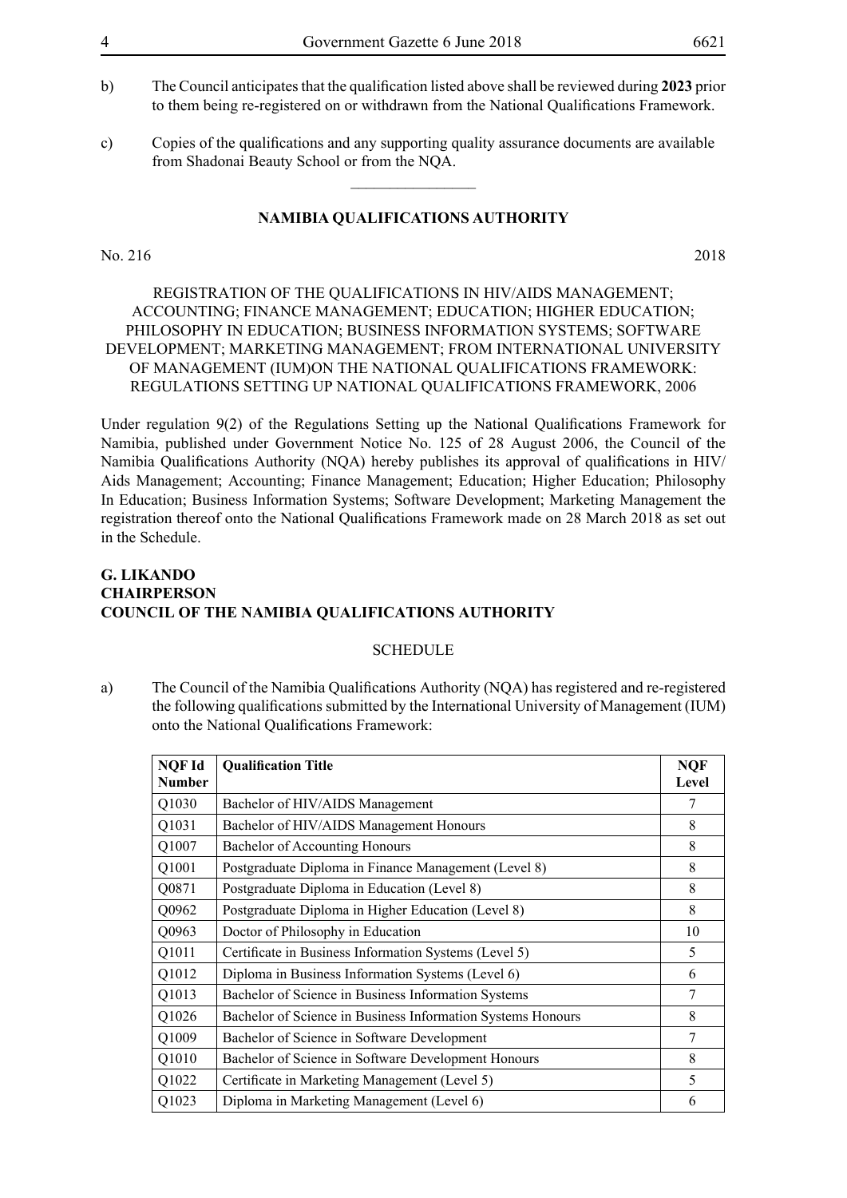b) The Council anticipates that the qualification listed above shall be reviewed during **2023** prior to them being re-registered on or withdrawn from the National Qualifications Framework.

c) Copies of the qualifications and any supporting quality assurance documents are available from Shadonai Beauty School or from the NQA.

---

**NAMIBIA QUALIFICATIONS AUTHORITY**

No. 216 2018

REGISTRATION OF THE QUALIFICATIONS IN HIV/AIDS MANAGEMENT; ACCOUNTING; FINANCE MANAGEMENT; EDUCATION; HIGHER EDUCATION; PHILOSOPHY IN EDUCATION; BUSINESS INFORMATION SYSTEMS; SOFTWARE DEVELOPMENT; MARKETING MANAGEMENT; FROM INTERNATIONAL UNIVERSITY OF MANAGEMENT (IUM)ON THE NATIONAL QUALIFICATIONS FRAMEWORK: REGULATIONS SETTING UP NATIONAL QUALIFICATIONS FRAMEWORK, 2006

Under regulation 9(2) of the Regulations Setting up the National Qualifications Framework for Namibia, published under Government Notice No. 125 of 28 August 2006, the Council of the Namibia Qualifications Authority (NQA) hereby publishes its approval of qualifications in HIV/ Aids Management; Accounting; Finance Management; Education; Higher Education; Philosophy In Education; Business Information Systems; Software Development; Marketing Management the registration thereof onto the National Qualifications Framework made on 28 March 2018 as set out in the Schedule.

**G. LIKANDO**
**CHAIRPERSON**
**COUNCIL OF THE NAMIBIA QUALIFICATIONS AUTHORITY**

SCHEDULE

a) The Council of the Namibia Qualifications Authority (NQA) has registered and re-registered the following qualifications submitted by the International University of Management (IUM) onto the National Qualifications Framework:

| NQF Id Number | Qualification Title | NQF Level |
|---|---|---|
| Q1030 | Bachelor of HIV/AIDS Management | 7 |
| Q1031 | Bachelor of HIV/AIDS Management Honours | 8 |
| Q1007 | Bachelor of Accounting Honours | 8 |
| Q1001 | Postgraduate Diploma in Finance Management (Level 8) | 8 |
| Q0871 | Postgraduate Diploma in Education (Level 8) | 8 |
| Q0962 | Postgraduate Diploma in Higher Education (Level 8) | 8 |
| Q0963 | Doctor of Philosophy in Education | 10 |
| Q1011 | Certificate in Business Information Systems (Level 5) | 5 |
| Q1012 | Diploma in Business Information Systems (Level 6) | 6 |
| Q1013 | Bachelor of Science in Business Information Systems | 7 |
| Q1026 | Bachelor of Science in Business Information Systems Honours | 8 |
| Q1009 | Bachelor of Science in Software Development | 7 |
| Q1010 | Bachelor of Science in Software Development Honours | 8 |
| Q1022 | Certificate in Marketing Management (Level 5) | 5 |
| Q1023 | Diploma in Marketing Management (Level 6) | 6 |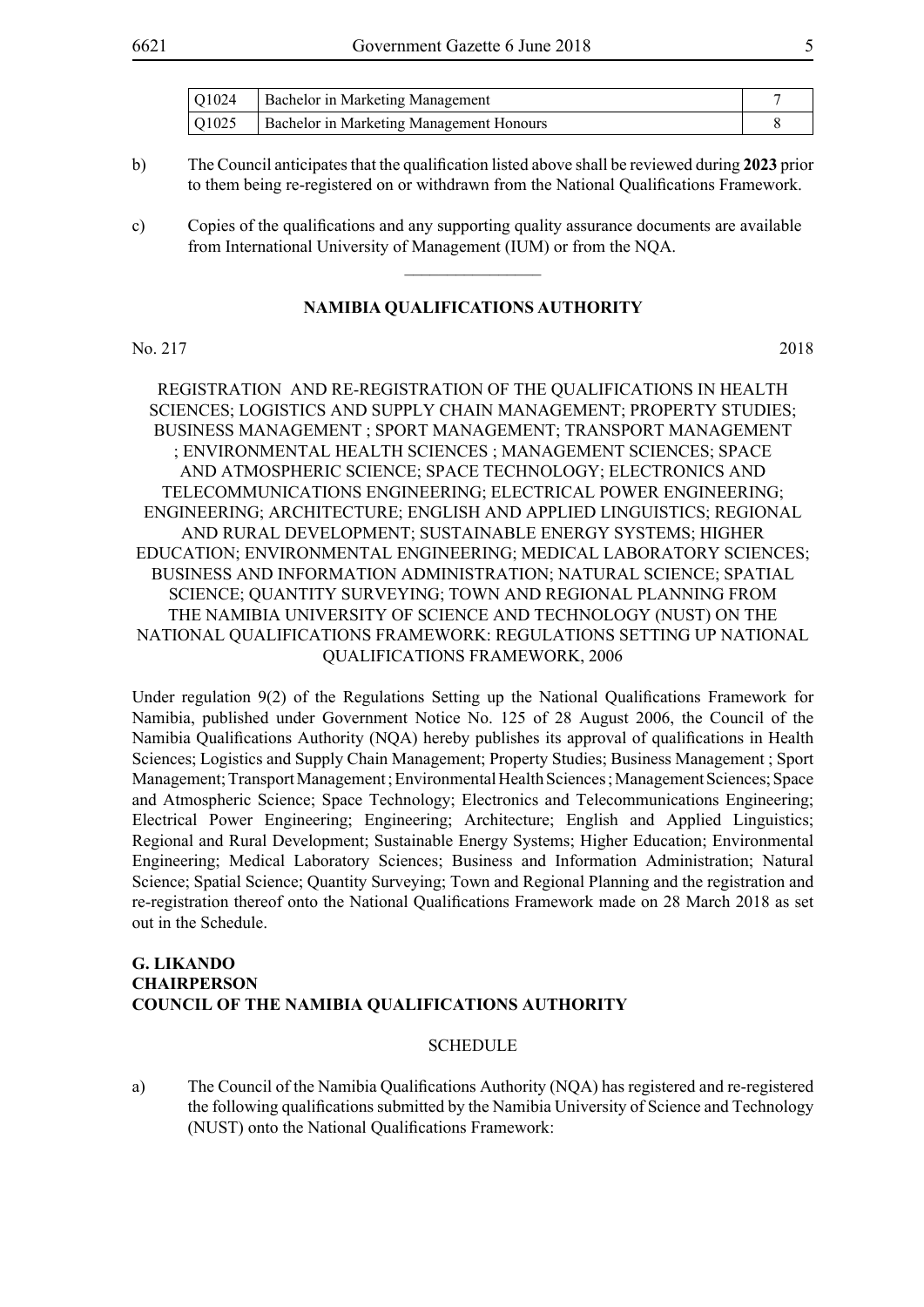| Q1024 | Bachelor in Marketing Management | 7 |
|---|---|---|
| Q1025 | Bachelor in Marketing Management Honours | 8 |

b) The Council anticipates that the qualification listed above shall be reviewed during **2023** prior to them being re-registered on or withdrawn from the National Qualifications Framework.

c) Copies of the qualifications and any supporting quality assurance documents are available from International University of Management (IUM) or from the NQA.

---

**NAMIBIA QUALIFICATIONS AUTHORITY**

No. 217 2018

REGISTRATION AND RE-REGISTRATION OF THE QUALIFICATIONS IN HEALTH SCIENCES; LOGISTICS AND SUPPLY CHAIN MANAGEMENT; PROPERTY STUDIES; BUSINESS MANAGEMENT ; SPORT MANAGEMENT; TRANSPORT MANAGEMENT ; ENVIRONMENTAL HEALTH SCIENCES ; MANAGEMENT SCIENCES; SPACE AND ATMOSPHERIC SCIENCE; SPACE TECHNOLOGY; ELECTRONICS AND TELECOMMUNICATIONS ENGINEERING; ELECTRICAL POWER ENGINEERING; ENGINEERING; ARCHITECTURE; ENGLISH AND APPLIED LINGUISTICS; REGIONAL AND RURAL DEVELOPMENT; SUSTAINABLE ENERGY SYSTEMS; HIGHER EDUCATION; ENVIRONMENTAL ENGINEERING; MEDICAL LABORATORY SCIENCES; BUSINESS AND INFORMATION ADMINISTRATION; NATURAL SCIENCE; SPATIAL SCIENCE; QUANTITY SURVEYING; TOWN AND REGIONAL PLANNING FROM THE NAMIBIA UNIVERSITY OF SCIENCE AND TECHNOLOGY (NUST) ON THE NATIONAL QUALIFICATIONS FRAMEWORK: REGULATIONS SETTING UP NATIONAL QUALIFICATIONS FRAMEWORK, 2006

Under regulation 9(2) of the Regulations Setting up the National Qualifications Framework for Namibia, published under Government Notice No. 125 of 28 August 2006, the Council of the Namibia Qualifications Authority (NQA) hereby publishes its approval of qualifications in Health Sciences; Logistics and Supply Chain Management; Property Studies; Business Management ; Sport Management; Transport Management ; Environmental Health Sciences ; Management Sciences; Space and Atmospheric Science; Space Technology; Electronics and Telecommunications Engineering; Electrical Power Engineering; Engineering; Architecture; English and Applied Linguistics; Regional and Rural Development; Sustainable Energy Systems; Higher Education; Environmental Engineering; Medical Laboratory Sciences; Business and Information Administration; Natural Science; Spatial Science; Quantity Surveying; Town and Regional Planning and the registration and re-registration thereof onto the National Qualifications Framework made on 28 March 2018 as set out in the Schedule.

**G. LIKANDO**
**CHAIRPERSON**
**COUNCIL OF THE NAMIBIA QUALIFICATIONS AUTHORITY**

SCHEDULE

a) The Council of the Namibia Qualifications Authority (NQA) has registered and re-registered the following qualifications submitted by the Namibia University of Science and Technology (NUST) onto the National Qualifications Framework: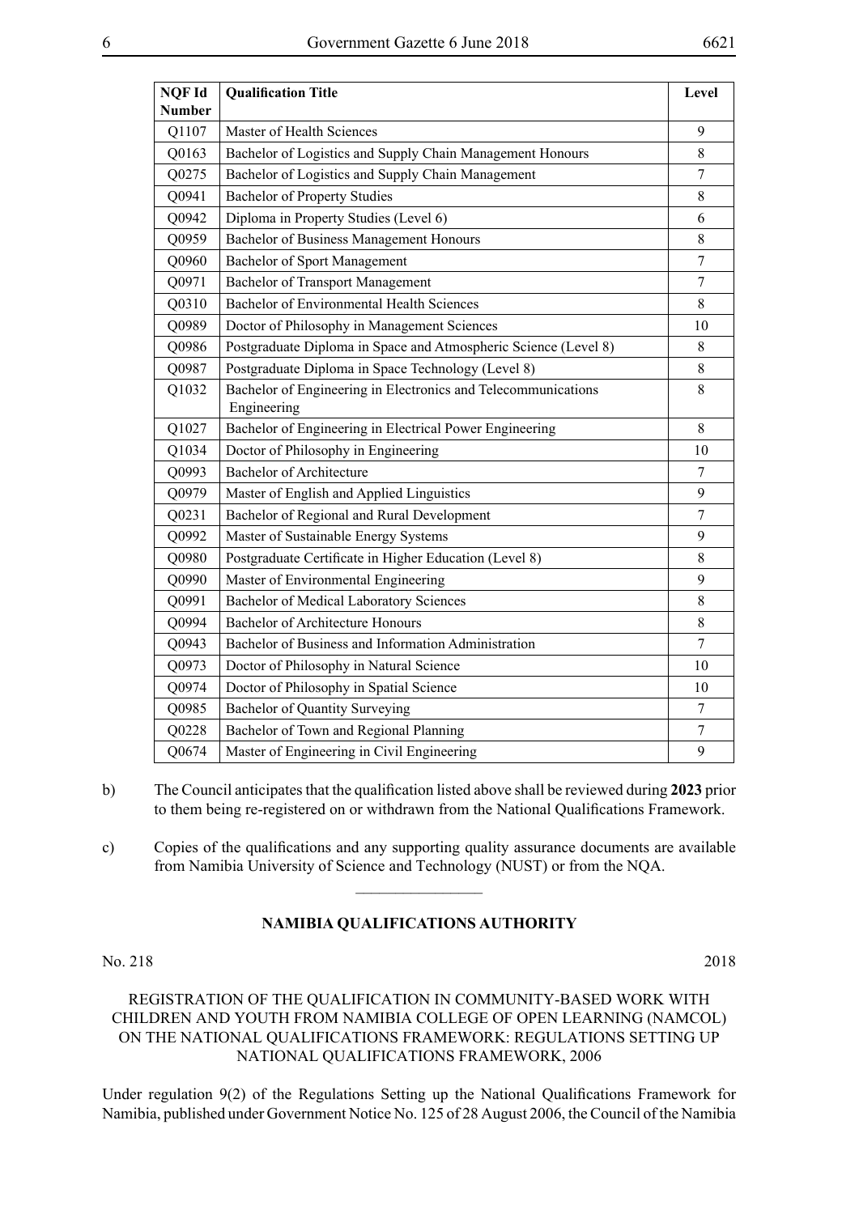| NQF Id Number | Qualification Title | Level |
|---|---|---|
| Q1107 | Master of Health Sciences | 9 |
| Q0163 | Bachelor of Logistics and Supply Chain Management Honours | 8 |
| Q0275 | Bachelor of Logistics and Supply Chain Management | 7 |
| Q0941 | Bachelor of Property Studies | 8 |
| Q0942 | Diploma in Property Studies (Level 6) | 6 |
| Q0959 | Bachelor of Business Management Honours | 8 |
| Q0960 | Bachelor of Sport Management | 7 |
| Q0971 | Bachelor of Transport Management | 7 |
| Q0310 | Bachelor of Environmental Health Sciences | 8 |
| Q0989 | Doctor of Philosophy in Management Sciences | 10 |
| Q0986 | Postgraduate Diploma in Space and Atmospheric Science (Level 8) | 8 |
| Q0987 | Postgraduate Diploma in Space Technology (Level 8) | 8 |
| Q1032 | Bachelor of Engineering in Electronics and Telecommunications Engineering | 8 |
| Q1027 | Bachelor of Engineering in Electrical Power Engineering | 8 |
| Q1034 | Doctor of Philosophy in Engineering | 10 |
| Q0993 | Bachelor of Architecture | 7 |
| Q0979 | Master of English and Applied Linguistics | 9 |
| Q0231 | Bachelor of Regional and Rural Development | 7 |
| Q0992 | Master of Sustainable Energy Systems | 9 |
| Q0980 | Postgraduate Certificate in Higher Education (Level 8) | 8 |
| Q0990 | Master of Environmental Engineering | 9 |
| Q0991 | Bachelor of Medical Laboratory Sciences | 8 |
| Q0994 | Bachelor of Architecture Honours | 8 |
| Q0943 | Bachelor of Business and Information Administration | 7 |
| Q0973 | Doctor of Philosophy in Natural Science | 10 |
| Q0974 | Doctor of Philosophy in Spatial Science | 10 |
| Q0985 | Bachelor of Quantity Surveying | 7 |
| Q0228 | Bachelor of Town and Regional Planning | 7 |
| Q0674 | Master of Engineering in Civil Engineering | 9 |

b) The Council anticipates that the qualification listed above shall be reviewed during **2023** prior to them being re-registered on or withdrawn from the National Qualifications Framework.

c) Copies of the qualifications and any supporting quality assurance documents are available from Namibia University of Science and Technology (NUST) or from the NQA.

---

## NAMIBIA QUALIFICATIONS AUTHORITY

No. 218 2018

REGISTRATION OF THE QUALIFICATION IN COMMUNITY-BASED WORK WITH CHILDREN AND YOUTH FROM NAMIBIA COLLEGE OF OPEN LEARNING (NAMCOL) ON THE NATIONAL QUALIFICATIONS FRAMEWORK: REGULATIONS SETTING UP NATIONAL QUALIFICATIONS FRAMEWORK, 2006

Under regulation 9(2) of the Regulations Setting up the National Qualifications Framework for Namibia, published under Government Notice No. 125 of 28 August 2006, the Council of the Namibia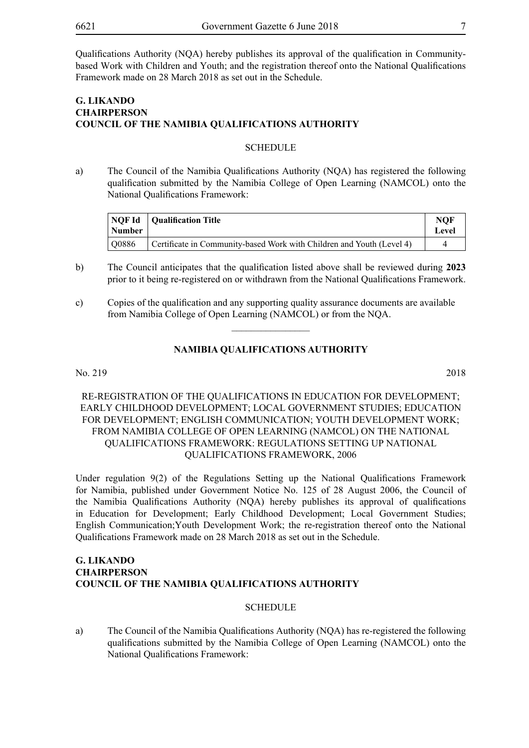Qualifications Authority (NQA) hereby publishes its approval of the qualification in Community-based Work with Children and Youth; and the registration thereof onto the National Qualifications Framework made on 28 March 2018 as set out in the Schedule.

**G. LIKANDO**
**CHAIRPERSON**
**COUNCIL OF THE NAMIBIA QUALIFICATIONS AUTHORITY**

SCHEDULE

a) The Council of the Namibia Qualifications Authority (NQA) has registered the following qualification submitted by the Namibia College of Open Learning (NAMCOL) onto the National Qualifications Framework:

| NQF Id Number | Qualification Title | NQF Level |
|---|---|---|
| Q0886 | Certificate in Community-based Work with Children and Youth (Level 4) | 4 |

b) The Council anticipates that the qualification listed above shall be reviewed during **2023** prior to it being re-registered on or withdrawn from the National Qualifications Framework.

c) Copies of the qualification and any supporting quality assurance documents are available from Namibia College of Open Learning (NAMCOL) or from the NQA.

________________

**NAMIBIA QUALIFICATIONS AUTHORITY**

No. 219 2018

RE-REGISTRATION OF THE QUALIFICATIONS IN EDUCATION FOR DEVELOPMENT; EARLY CHILDHOOD DEVELOPMENT; LOCAL GOVERNMENT STUDIES; EDUCATION FOR DEVELOPMENT; ENGLISH COMMUNICATION; YOUTH DEVELOPMENT WORK; FROM NAMIBIA COLLEGE OF OPEN LEARNING (NAMCOL) ON THE NATIONAL QUALIFICATIONS FRAMEWORK: REGULATIONS SETTING UP NATIONAL QUALIFICATIONS FRAMEWORK, 2006

Under regulation 9(2) of the Regulations Setting up the National Qualifications Framework for Namibia, published under Government Notice No. 125 of 28 August 2006, the Council of the Namibia Qualifications Authority (NQA) hereby publishes its approval of qualifications in Education for Development; Early Childhood Development; Local Government Studies; English Communication;Youth Development Work; the re-registration thereof onto the National Qualifications Framework made on 28 March 2018 as set out in the Schedule.

**G. LIKANDO**
**CHAIRPERSON**
**COUNCIL OF THE NAMIBIA QUALIFICATIONS AUTHORITY**

SCHEDULE

a) The Council of the Namibia Qualifications Authority (NQA) has re-registered the following qualifications submitted by the Namibia College of Open Learning (NAMCOL) onto the National Qualifications Framework: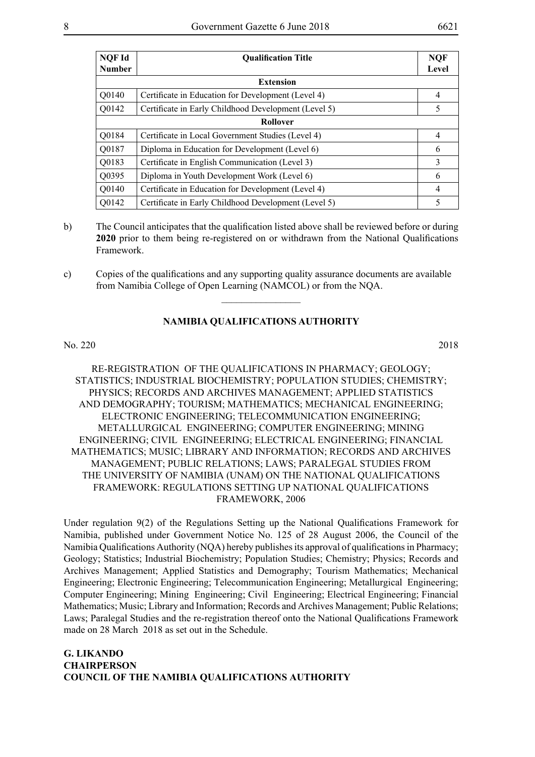| NQF Id Number | Qualification Title | NQF Level |
|---|---|---|
| | **Extension** | |
| Q0140 | Certificate in Education for Development (Level 4) | 4 |
| Q0142 | Certificate in Early Childhood Development (Level 5) | 5 |
| | **Rollover** | |
| Q0184 | Certificate in Local Government Studies (Level 4) | 4 |
| Q0187 | Diploma in Education for Development (Level 6) | 6 |
| Q0183 | Certificate in English Communication (Level 3) | 3 |
| Q0395 | Diploma in Youth Development Work (Level 6) | 6 |
| Q0140 | Certificate in Education for Development (Level 4) | 4 |
| Q0142 | Certificate in Early Childhood Development (Level 5) | 5 |

b) The Council anticipates that the qualification listed above shall be reviewed before or during **2020** prior to them being re-registered on or withdrawn from the National Qualifications Framework.

c) Copies of the qualifications and any supporting quality assurance documents are available from Namibia College of Open Learning (NAMCOL) or from the NQA.

---

**NAMIBIA QUALIFICATIONS AUTHORITY**

No. 220 2018

RE-REGISTRATION OF THE QUALIFICATIONS IN PHARMACY; GEOLOGY; STATISTICS; INDUSTRIAL BIOCHEMISTRY; POPULATION STUDIES; CHEMISTRY; PHYSICS; RECORDS AND ARCHIVES MANAGEMENT; APPLIED STATISTICS AND DEMOGRAPHY; TOURISM; MATHEMATICS; MECHANICAL ENGINEERING; ELECTRONIC ENGINEERING; TELECOMMUNICATION ENGINEERING; METALLURGICAL ENGINEERING; COMPUTER ENGINEERING; MINING ENGINEERING; CIVIL ENGINEERING; ELECTRICAL ENGINEERING; FINANCIAL MATHEMATICS; MUSIC; LIBRARY AND INFORMATION; RECORDS AND ARCHIVES MANAGEMENT; PUBLIC RELATIONS; LAWS; PARALEGAL STUDIES FROM THE UNIVERSITY OF NAMIBIA (UNAM) ON THE NATIONAL QUALIFICATIONS FRAMEWORK: REGULATIONS SETTING UP NATIONAL QUALIFICATIONS FRAMEWORK, 2006

Under regulation 9(2) of the Regulations Setting up the National Qualifications Framework for Namibia, published under Government Notice No. 125 of 28 August 2006, the Council of the Namibia Qualifications Authority (NQA) hereby publishes its approval of qualifications in Pharmacy; Geology; Statistics; Industrial Biochemistry; Population Studies; Chemistry; Physics; Records and Archives Management; Applied Statistics and Demography; Tourism Mathematics; Mechanical Engineering; Electronic Engineering; Telecommunication Engineering; Metallurgical Engineering; Computer Engineering; Mining Engineering; Civil Engineering; Electrical Engineering; Financial Mathematics; Music; Library and Information; Records and Archives Management; Public Relations; Laws; Paralegal Studies and the re-registration thereof onto the National Qualifications Framework made on 28 March 2018 as set out in the Schedule.

**G. LIKANDO**
**CHAIRPERSON**
**COUNCIL OF THE NAMIBIA QUALIFICATIONS AUTHORITY**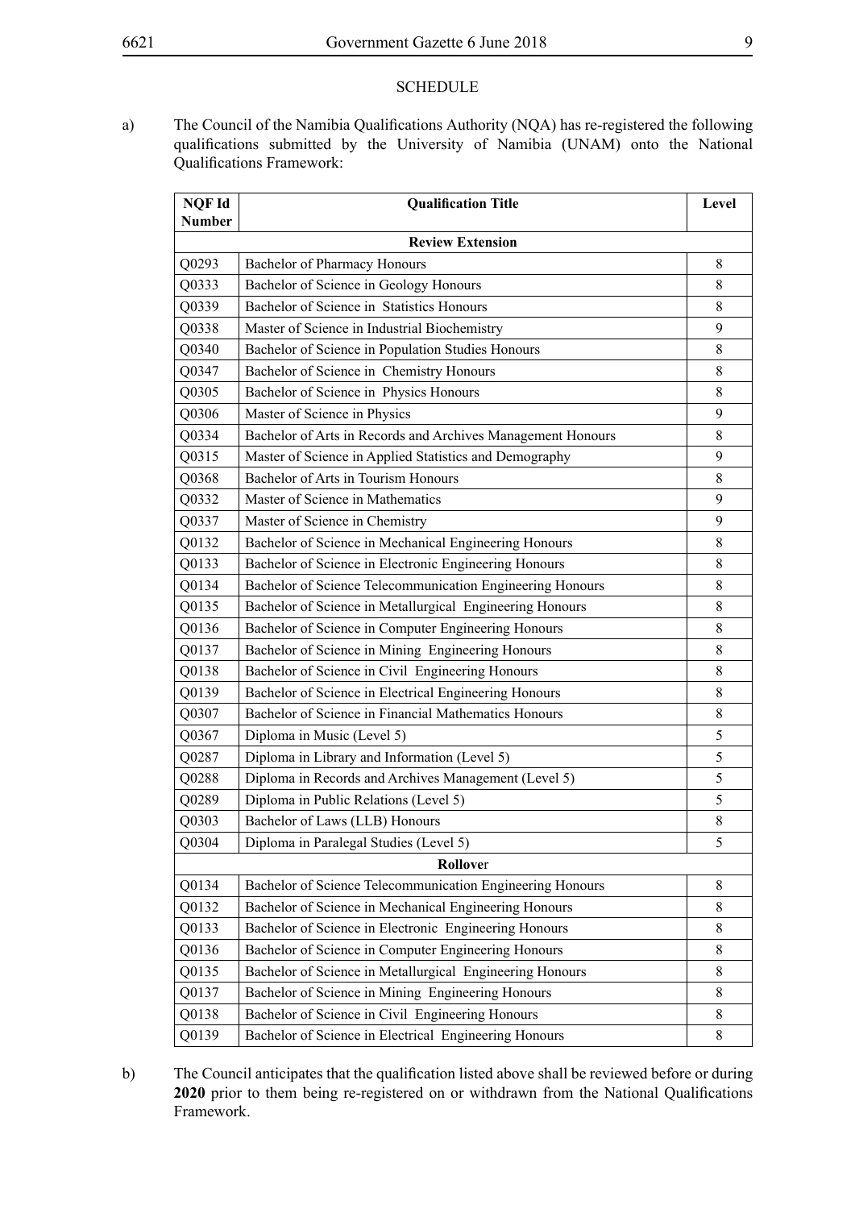SCHEDULE

a) The Council of the Namibia Qualifications Authority (NQA) has re-registered the following qualifications submitted by the University of Namibia (UNAM) onto the National Qualifications Framework:

| NQF Id Number | Qualification Title | Level |
|---|---|---|
| | **Review Extension** | |
| Q0293 | Bachelor of Pharmacy Honours | 8 |
| Q0333 | Bachelor of Science in Geology Honours | 8 |
| Q0339 | Bachelor of Science in Statistics Honours | 8 |
| Q0338 | Master of Science in Industrial Biochemistry | 9 |
| Q0340 | Bachelor of Science in Population Studies Honours | 8 |
| Q0347 | Bachelor of Science in Chemistry Honours | 8 |
| Q0305 | Bachelor of Science in Physics Honours | 8 |
| Q0306 | Master of Science in Physics | 9 |
| Q0334 | Bachelor of Arts in Records and Archives Management Honours | 8 |
| Q0315 | Master of Science in Applied Statistics and Demography | 9 |
| Q0368 | Bachelor of Arts in Tourism Honours | 8 |
| Q0332 | Master of Science in Mathematics | 9 |
| Q0337 | Master of Science in Chemistry | 9 |
| Q0132 | Bachelor of Science in Mechanical Engineering Honours | 8 |
| Q0133 | Bachelor of Science in Electronic Engineering Honours | 8 |
| Q0134 | Bachelor of Science Telecommunication Engineering Honours | 8 |
| Q0135 | Bachelor of Science in Metallurgical Engineering Honours | 8 |
| Q0136 | Bachelor of Science in Computer Engineering Honours | 8 |
| Q0137 | Bachelor of Science in Mining Engineering Honours | 8 |
| Q0138 | Bachelor of Science in Civil Engineering Honours | 8 |
| Q0139 | Bachelor of Science in Electrical Engineering Honours | 8 |
| Q0307 | Bachelor of Science in Financial Mathematics Honours | 8 |
| Q0367 | Diploma in Music (Level 5) | 5 |
| Q0287 | Diploma in Library and Information (Level 5) | 5 |
| Q0288 | Diploma in Records and Archives Management (Level 5) | 5 |
| Q0289 | Diploma in Public Relations (Level 5) | 5 |
| Q0303 | Bachelor of Laws (LLB) Honours | 8 |
| Q0304 | Diploma in Paralegal Studies (Level 5) | 5 |
| | **Rollover** | |
| Q0134 | Bachelor of Science Telecommunication Engineering Honours | 8 |
| Q0132 | Bachelor of Science in Mechanical Engineering Honours | 8 |
| Q0133 | Bachelor of Science in Electronic Engineering Honours | 8 |
| Q0136 | Bachelor of Science in Computer Engineering Honours | 8 |
| Q0135 | Bachelor of Science in Metallurgical Engineering Honours | 8 |
| Q0137 | Bachelor of Science in Mining Engineering Honours | 8 |
| Q0138 | Bachelor of Science in Civil Engineering Honours | 8 |
| Q0139 | Bachelor of Science in Electrical Engineering Honours | 8 |

b) The Council anticipates that the qualification listed above shall be reviewed before or during **2020** prior to them being re-registered on or withdrawn from the National Qualifications Framework.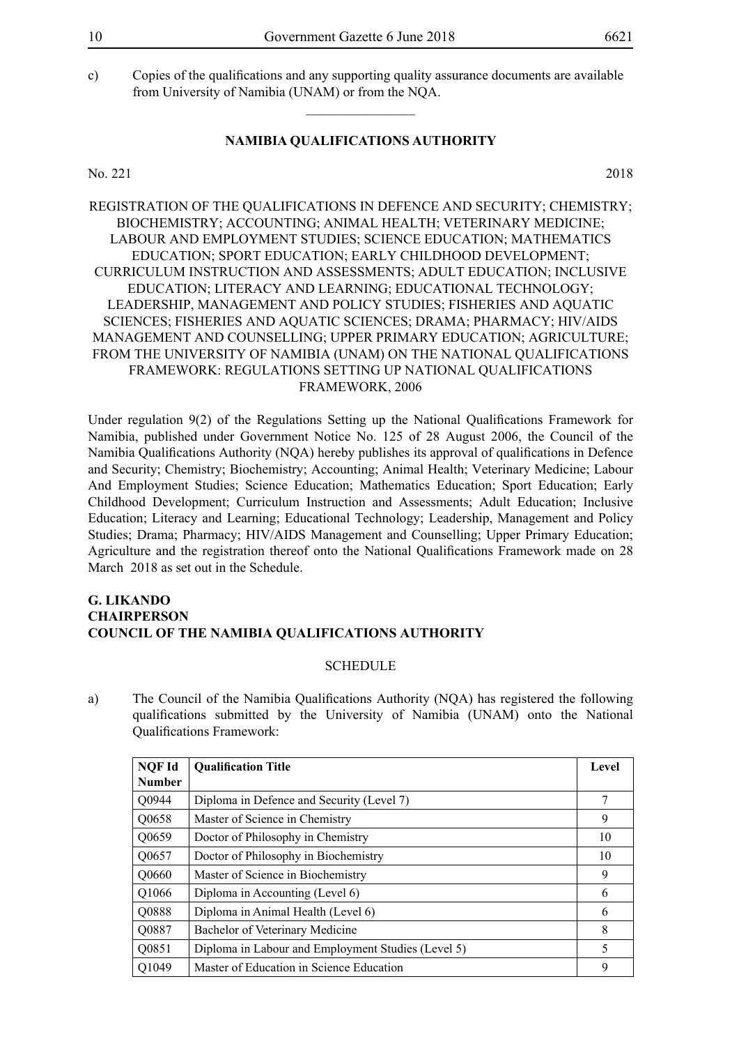c) Copies of the qualifications and any supporting quality assurance documents are available from University of Namibia (UNAM) or from the NQA.

________________

## NAMIBIA QUALIFICATIONS AUTHORITY

No. 221 2018

REGISTRATION OF THE QUALIFICATIONS IN DEFENCE AND SECURITY; CHEMISTRY; BIOCHEMISTRY; ACCOUNTING; ANIMAL HEALTH; VETERINARY MEDICINE; LABOUR AND EMPLOYMENT STUDIES; SCIENCE EDUCATION; MATHEMATICS EDUCATION; SPORT EDUCATION; EARLY CHILDHOOD DEVELOPMENT; CURRICULUM INSTRUCTION AND ASSESSMENTS; ADULT EDUCATION; INCLUSIVE EDUCATION; LITERACY AND LEARNING; EDUCATIONAL TECHNOLOGY; LEADERSHIP, MANAGEMENT AND POLICY STUDIES; FISHERIES AND AQUATIC SCIENCES; FISHERIES AND AQUATIC SCIENCES; DRAMA; PHARMACY; HIV/AIDS MANAGEMENT AND COUNSELLING; UPPER PRIMARY EDUCATION; AGRICULTURE; FROM THE UNIVERSITY OF NAMIBIA (UNAM) ON THE NATIONAL QUALIFICATIONS FRAMEWORK: REGULATIONS SETTING UP NATIONAL QUALIFICATIONS FRAMEWORK, 2006

Under regulation 9(2) of the Regulations Setting up the National Qualifications Framework for Namibia, published under Government Notice No. 125 of 28 August 2006, the Council of the Namibia Qualifications Authority (NQA) hereby publishes its approval of qualifications in Defence and Security; Chemistry; Biochemistry; Accounting; Animal Health; Veterinary Medicine; Labour And Employment Studies; Science Education; Mathematics Education; Sport Education; Early Childhood Development; Curriculum Instruction and Assessments; Adult Education; Inclusive Education; Literacy and Learning; Educational Technology; Leadership, Management and Policy Studies; Drama; Pharmacy; HIV/AIDS Management and Counselling; Upper Primary Education; Agriculture and the registration thereof onto the National Qualifications Framework made on 28 March 2018 as set out in the Schedule.

**G. LIKANDO**
**CHAIRPERSON**
**COUNCIL OF THE NAMIBIA QUALIFICATIONS AUTHORITY**

SCHEDULE

a) The Council of the Namibia Qualifications Authority (NQA) has registered the following qualifications submitted by the University of Namibia (UNAM) onto the National Qualifications Framework:

| NQF Id Number | Qualification Title | Level |
|---|---|---|
| Q0944 | Diploma in Defence and Security (Level 7) | 7 |
| Q0658 | Master of Science in Chemistry | 9 |
| Q0659 | Doctor of Philosophy in Chemistry | 10 |
| Q0657 | Doctor of Philosophy in Biochemistry | 10 |
| Q0660 | Master of Science in Biochemistry | 9 |
| Q1066 | Diploma in Accounting (Level 6) | 6 |
| Q0888 | Diploma in Animal Health (Level 6) | 6 |
| Q0887 | Bachelor of Veterinary Medicine | 8 |
| Q0851 | Diploma in Labour and Employment Studies (Level 5) | 5 |
| Q1049 | Master of Education in Science Education | 9 |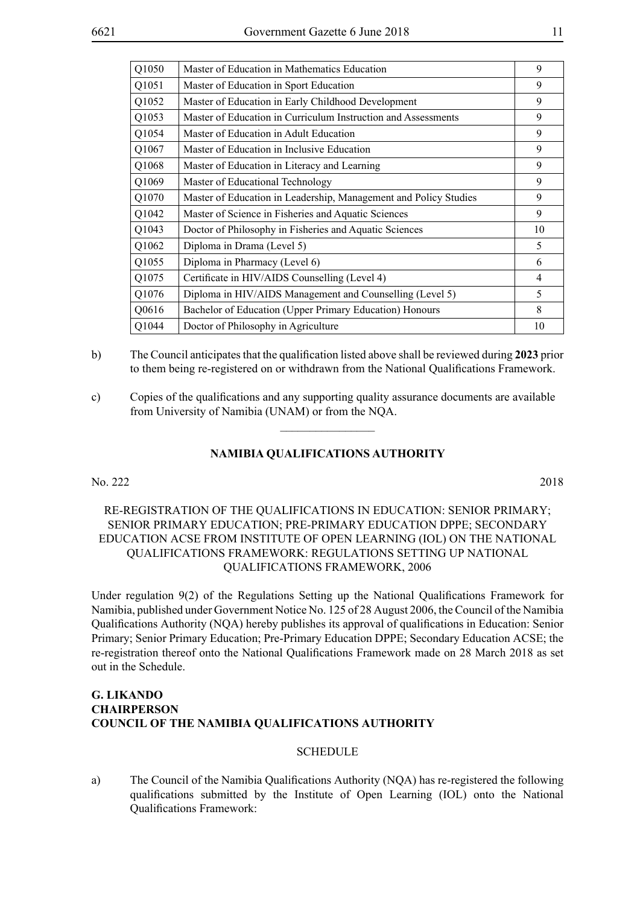| Q1050 | Master of Education in Mathematics Education | 9 |
|---|---|---|
| Q1051 | Master of Education in Sport Education | 9 |
| Q1052 | Master of Education in Early Childhood Development | 9 |
| Q1053 | Master of Education in Curriculum Instruction and Assessments | 9 |
| Q1054 | Master of Education in Adult Education | 9 |
| Q1067 | Master of Education in Inclusive Education | 9 |
| Q1068 | Master of Education in Literacy and Learning | 9 |
| Q1069 | Master of Educational Technology | 9 |
| Q1070 | Master of Education in Leadership, Management and Policy Studies | 9 |
| Q1042 | Master of Science in Fisheries and Aquatic Sciences | 9 |
| Q1043 | Doctor of Philosophy in Fisheries and Aquatic Sciences | 10 |
| Q1062 | Diploma in Drama (Level 5) | 5 |
| Q1055 | Diploma in Pharmacy (Level 6) | 6 |
| Q1075 | Certificate in HIV/AIDS Counselling (Level 4) | 4 |
| Q1076 | Diploma in HIV/AIDS Management and Counselling (Level 5) | 5 |
| Q0616 | Bachelor of Education (Upper Primary Education) Honours | 8 |
| Q1044 | Doctor of Philosophy in Agriculture | 10 |

b) The Council anticipates that the qualification listed above shall be reviewed during **2023** prior to them being re-registered on or withdrawn from the National Qualifications Framework.

c) Copies of the qualifications and any supporting quality assurance documents are available from University of Namibia (UNAM) or from the NQA.

---

**NAMIBIA QUALIFICATIONS AUTHORITY**

No. 222 2018

RE-REGISTRATION OF THE QUALIFICATIONS IN EDUCATION: SENIOR PRIMARY; SENIOR PRIMARY EDUCATION; PRE-PRIMARY EDUCATION DPPE; SECONDARY EDUCATION ACSE FROM INSTITUTE OF OPEN LEARNING (IOL) ON THE NATIONAL QUALIFICATIONS FRAMEWORK: REGULATIONS SETTING UP NATIONAL QUALIFICATIONS FRAMEWORK, 2006

Under regulation 9(2) of the Regulations Setting up the National Qualifications Framework for Namibia, published under Government Notice No. 125 of 28 August 2006, the Council of the Namibia Qualifications Authority (NQA) hereby publishes its approval of qualifications in Education: Senior Primary; Senior Primary Education; Pre-Primary Education DPPE; Secondary Education ACSE; the re-registration thereof onto the National Qualifications Framework made on 28 March 2018 as set out in the Schedule.

**G. LIKANDO**
**CHAIRPERSON**
**COUNCIL OF THE NAMIBIA QUALIFICATIONS AUTHORITY**

SCHEDULE

a) The Council of the Namibia Qualifications Authority (NQA) has re-registered the following qualifications submitted by the Institute of Open Learning (IOL) onto the National Qualifications Framework: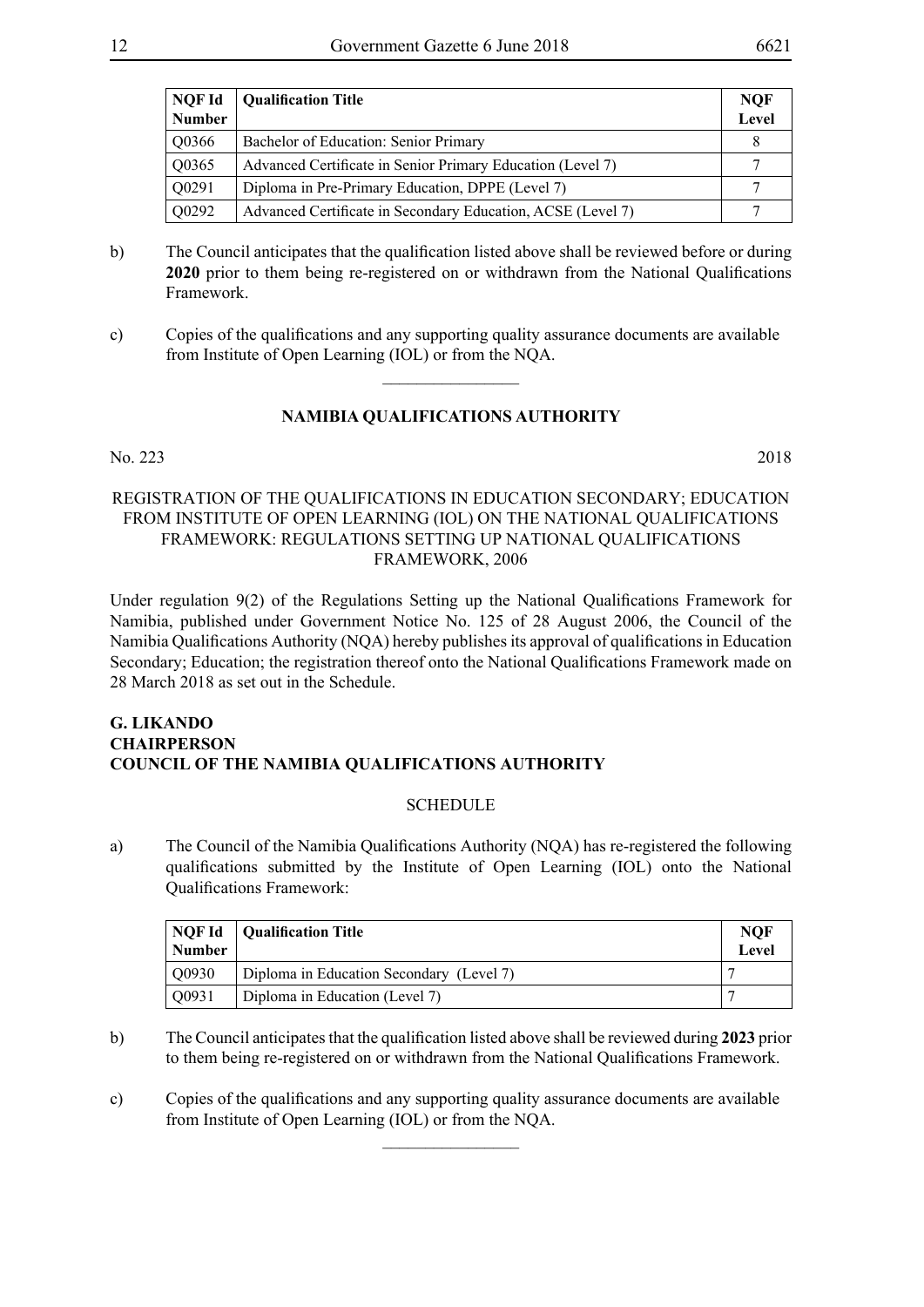| NQF Id Number | Qualification Title | NQF Level |
|---|---|---|
| Q0366 | Bachelor of Education: Senior Primary | 8 |
| Q0365 | Advanced Certificate in Senior Primary Education (Level 7) | 7 |
| Q0291 | Diploma in Pre-Primary Education, DPPE (Level 7) | 7 |
| Q0292 | Advanced Certificate in Secondary Education, ACSE (Level 7) | 7 |

b) The Council anticipates that the qualification listed above shall be reviewed before or during **2020** prior to them being re-registered on or withdrawn from the National Qualifications Framework.

c) Copies of the qualifications and any supporting quality assurance documents are available from Institute of Open Learning (IOL) or from the NQA.

---

## NAMIBIA QUALIFICATIONS AUTHORITY

No. 223 2018

REGISTRATION OF THE QUALIFICATIONS IN EDUCATION SECONDARY; EDUCATION FROM INSTITUTE OF OPEN LEARNING (IOL) ON THE NATIONAL QUALIFICATIONS FRAMEWORK: REGULATIONS SETTING UP NATIONAL QUALIFICATIONS FRAMEWORK, 2006

Under regulation 9(2) of the Regulations Setting up the National Qualifications Framework for Namibia, published under Government Notice No. 125 of 28 August 2006, the Council of the Namibia Qualifications Authority (NQA) hereby publishes its approval of qualifications in Education Secondary; Education; the registration thereof onto the National Qualifications Framework made on 28 March 2018 as set out in the Schedule.

**G. LIKANDO**
**CHAIRPERSON**
**COUNCIL OF THE NAMIBIA QUALIFICATIONS AUTHORITY**

SCHEDULE

a) The Council of the Namibia Qualifications Authority (NQA) has re-registered the following qualifications submitted by the Institute of Open Learning (IOL) onto the National Qualifications Framework:

| NQF Id Number | Qualification Title | NQF Level |
|---|---|---|
| Q0930 | Diploma in Education Secondary (Level 7) | 7 |
| Q0931 | Diploma in Education (Level 7) | 7 |

b) The Council anticipates that the qualification listed above shall be reviewed during **2023** prior to them being re-registered on or withdrawn from the National Qualifications Framework.

c) Copies of the qualifications and any supporting quality assurance documents are available from Institute of Open Learning (IOL) or from the NQA.

---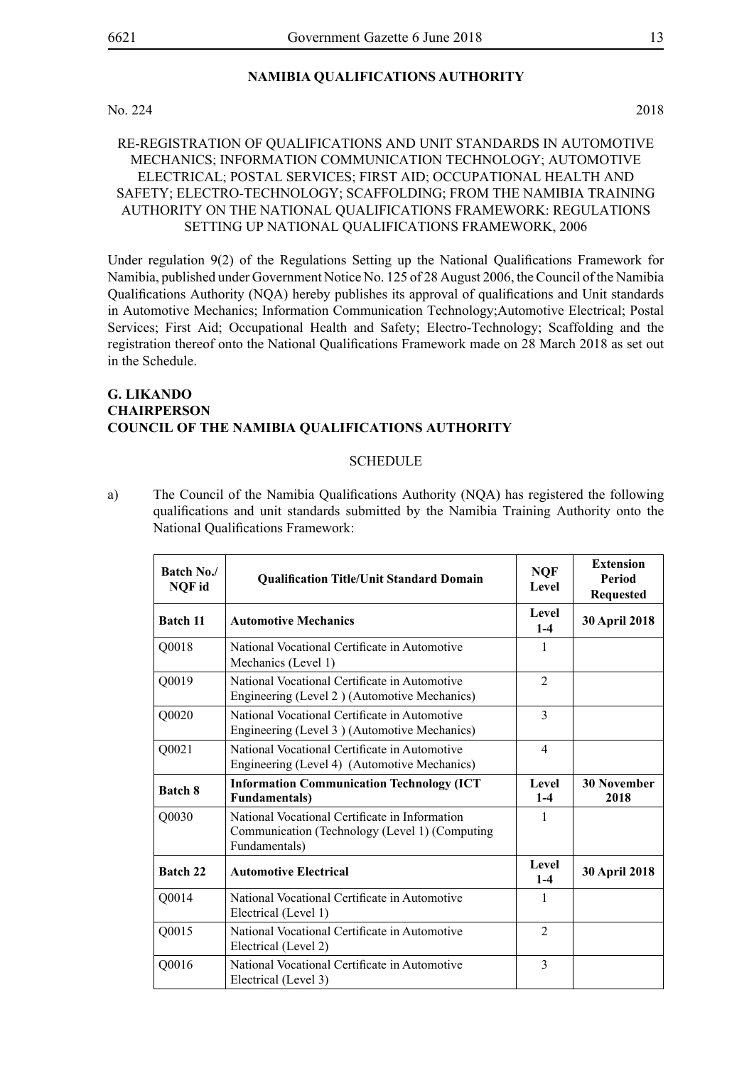## NAMIBIA QUALIFICATIONS AUTHORITY

No. 224 2018

RE-REGISTRATION OF QUALIFICATIONS AND UNIT STANDARDS IN AUTOMOTIVE MECHANICS; INFORMATION COMMUNICATION TECHNOLOGY; AUTOMOTIVE ELECTRICAL; POSTAL SERVICES; FIRST AID; OCCUPATIONAL HEALTH AND SAFETY; ELECTRO-TECHNOLOGY; SCAFFOLDING; FROM THE NAMIBIA TRAINING AUTHORITY ON THE NATIONAL QUALIFICATIONS FRAMEWORK: REGULATIONS SETTING UP NATIONAL QUALIFICATIONS FRAMEWORK, 2006

Under regulation 9(2) of the Regulations Setting up the National Qualifications Framework for Namibia, published under Government Notice No. 125 of 28 August 2006, the Council of the Namibia Qualifications Authority (NQA) hereby publishes its approval of qualifications and Unit standards in Automotive Mechanics; Information Communication Technology;Automotive Electrical; Postal Services; First Aid; Occupational Health and Safety; Electro-Technology; Scaffolding and the registration thereof onto the National Qualifications Framework made on 28 March 2018 as set out in the Schedule.

**G. LIKANDO**
**CHAIRPERSON**
**COUNCIL OF THE NAMIBIA QUALIFICATIONS AUTHORITY**

SCHEDULE

a) The Council of the Namibia Qualifications Authority (NQA) has registered the following qualifications and unit standards submitted by the Namibia Training Authority onto the National Qualifications Framework:

| Batch No./ NQF id | Qualification Title/Unit Standard Domain | NQF Level | Extension Period Requested |
|---|---|---|---|
| **Batch 11** | **Automotive Mechanics** | **Level 1-4** | **30 April 2018** |
| Q0018 | National Vocational Certificate in Automotive Mechanics (Level 1) | 1 | |
| Q0019 | National Vocational Certificate in Automotive Engineering (Level 2 ) (Automotive Mechanics) | 2 | |
| Q0020 | National Vocational Certificate in Automotive Engineering (Level 3 ) (Automotive Mechanics) | 3 | |
| Q0021 | National Vocational Certificate in Automotive Engineering (Level 4) (Automotive Mechanics) | 4 | |
| **Batch 8** | **Information Communication Technology (ICT Fundamentals)** | **Level 1-4** | **30 November 2018** |
| Q0030 | National Vocational Certificate in Information Communication (Technology (Level 1) (Computing Fundamentals) | 1 | |
| **Batch 22** | **Automotive Electrical** | **Level 1-4** | **30 April 2018** |
| Q0014 | National Vocational Certificate in Automotive Electrical (Level 1) | 1 | |
| Q0015 | National Vocational Certificate in Automotive Electrical (Level 2) | 2 | |
| Q0016 | National Vocational Certificate in Automotive Electrical (Level 3) | 3 | |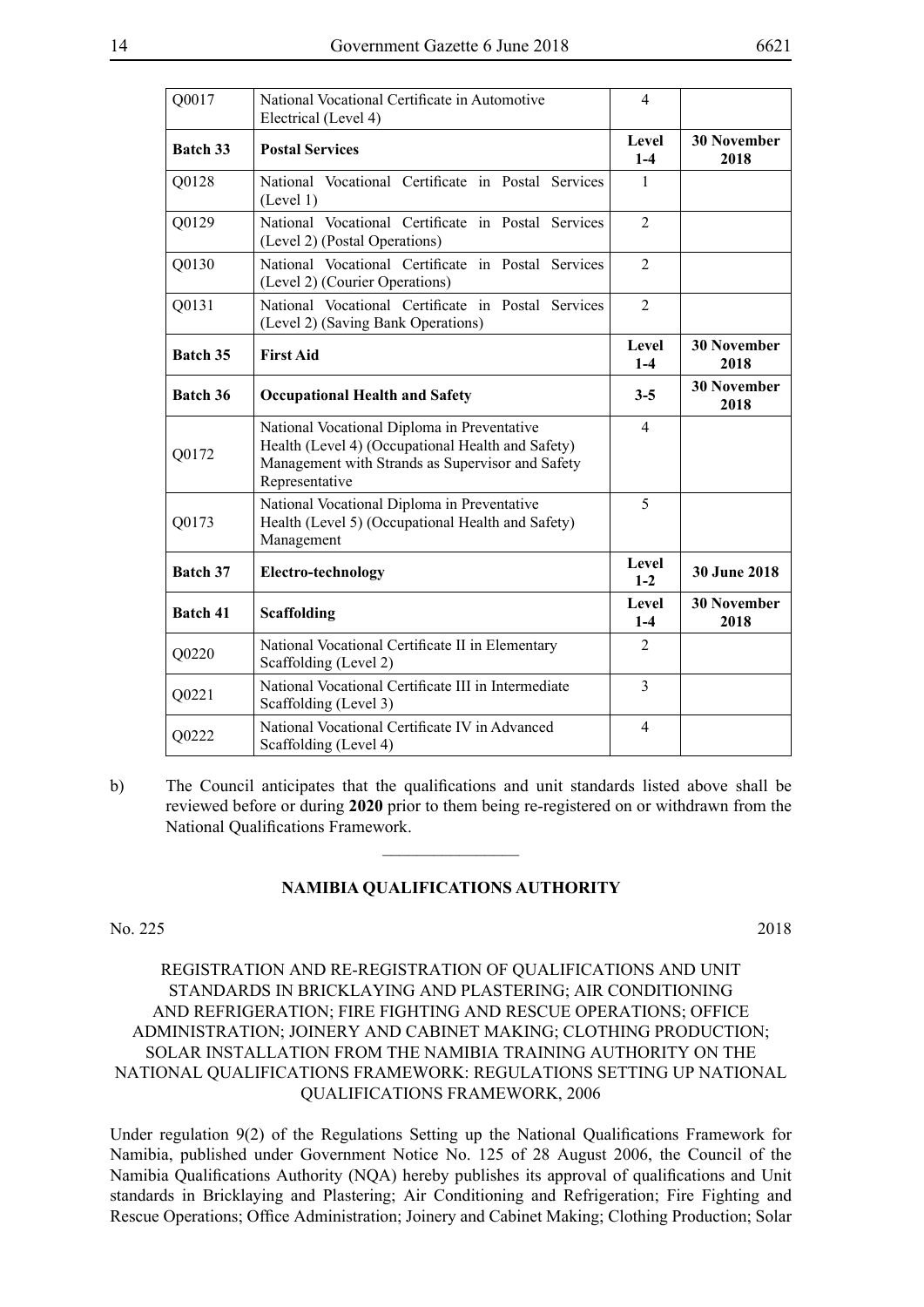| Q0017 | National Vocational Certificate in Automotive Electrical (Level 4) | 4 | |
|---|---|---|---|
| **Batch 33** | **Postal Services** | **Level 1-4** | **30 November 2018** |
| Q0128 | National Vocational Certificate in Postal Services (Level 1) | 1 | |
| Q0129 | National Vocational Certificate in Postal Services (Level 2) (Postal Operations) | 2 | |
| Q0130 | National Vocational Certificate in Postal Services (Level 2) (Courier Operations) | 2 | |
| Q0131 | National Vocational Certificate in Postal Services (Level 2) (Saving Bank Operations) | 2 | |
| **Batch 35** | **First Aid** | **Level 1-4** | **30 November 2018** |
| **Batch 36** | **Occupational Health and Safety** | **3-5** | **30 November 2018** |
| Q0172 | National Vocational Diploma in Preventative Health (Level 4) (Occupational Health and Safety) Management with Strands as Supervisor and Safety Representative | 4 | |
| Q0173 | National Vocational Diploma in Preventative Health (Level 5) (Occupational Health and Safety) Management | 5 | |
| **Batch 37** | **Electro-technology** | **Level 1-2** | **30 June 2018** |
| **Batch 41** | **Scaffolding** | **Level 1-4** | **30 November 2018** |
| Q0220 | National Vocational Certificate II in Elementary Scaffolding (Level 2) | 2 | |
| Q0221 | National Vocational Certificate III in Intermediate Scaffolding (Level 3) | 3 | |
| Q0222 | National Vocational Certificate IV in Advanced Scaffolding (Level 4) | 4 | |

b) The Council anticipates that the qualifications and unit standards listed above shall be reviewed before or during **2020** prior to them being re-registered on or withdrawn from the National Qualifications Framework.

________________

**NAMIBIA QUALIFICATIONS AUTHORITY**

No. 225 2018

REGISTRATION AND RE-REGISTRATION OF QUALIFICATIONS AND UNIT STANDARDS IN BRICKLAYING AND PLASTERING; AIR CONDITIONING AND REFRIGERATION; FIRE FIGHTING AND RESCUE OPERATIONS; OFFICE ADMINISTRATION; JOINERY AND CABINET MAKING; CLOTHING PRODUCTION; SOLAR INSTALLATION FROM THE NAMIBIA TRAINING AUTHORITY ON THE NATIONAL QUALIFICATIONS FRAMEWORK: REGULATIONS SETTING UP NATIONAL QUALIFICATIONS FRAMEWORK, 2006

Under regulation 9(2) of the Regulations Setting up the National Qualifications Framework for Namibia, published under Government Notice No. 125 of 28 August 2006, the Council of the Namibia Qualifications Authority (NQA) hereby publishes its approval of qualifications and Unit standards in Bricklaying and Plastering; Air Conditioning and Refrigeration; Fire Fighting and Rescue Operations; Office Administration; Joinery and Cabinet Making; Clothing Production; Solar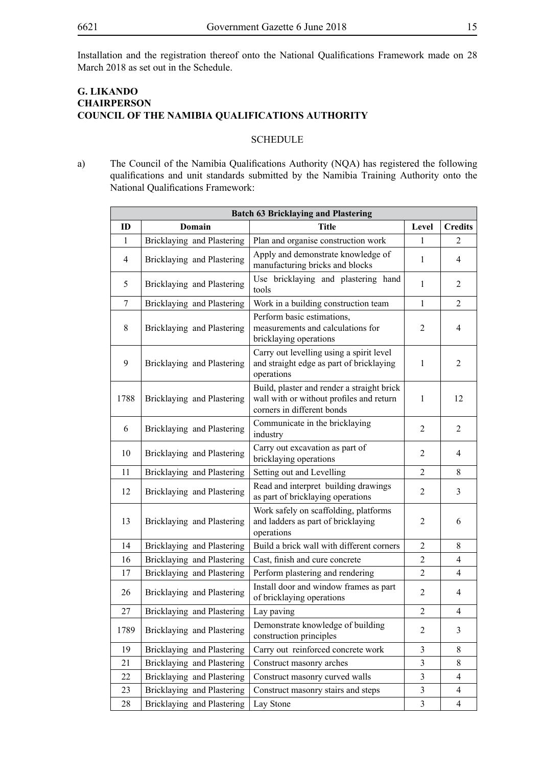Installation and the registration thereof onto the National Qualifications Framework made on 28 March 2018 as set out in the Schedule.

**G. LIKANDO**
**CHAIRPERSON**
**COUNCIL OF THE NAMIBIA QUALIFICATIONS AUTHORITY**

SCHEDULE

a) The Council of the Namibia Qualifications Authority (NQA) has registered the following qualifications and unit standards submitted by the Namibia Training Authority onto the National Qualifications Framework:

| **Batch 63 Bricklaying and Plastering** | | | | |
|---|---|---|---|---|
| **ID** | **Domain** | **Title** | **Level** | **Credits** |
| 1 | Bricklaying and Plastering | Plan and organise construction work | 1 | 2 |
| 4 | Bricklaying and Plastering | Apply and demonstrate knowledge of manufacturing bricks and blocks | 1 | 4 |
| 5 | Bricklaying and Plastering | Use bricklaying and plastering hand tools | 1 | 2 |
| 7 | Bricklaying and Plastering | Work in a building construction team | 1 | 2 |
| 8 | Bricklaying and Plastering | Perform basic estimations, measurements and calculations for bricklaying operations | 2 | 4 |
| 9 | Bricklaying and Plastering | Carry out levelling using a spirit level and straight edge as part of bricklaying operations | 1 | 2 |
| 1788 | Bricklaying and Plastering | Build, plaster and render a straight brick wall with or without profiles and return corners in different bonds | 1 | 12 |
| 6 | Bricklaying and Plastering | Communicate in the bricklaying industry | 2 | 2 |
| 10 | Bricklaying and Plastering | Carry out excavation as part of bricklaying operations | 2 | 4 |
| 11 | Bricklaying and Plastering | Setting out and Levelling | 2 | 8 |
| 12 | Bricklaying and Plastering | Read and interpret building drawings as part of bricklaying operations | 2 | 3 |
| 13 | Bricklaying and Plastering | Work safely on scaffolding, platforms and ladders as part of bricklaying operations | 2 | 6 |
| 14 | Bricklaying and Plastering | Build a brick wall with different corners | 2 | 8 |
| 16 | Bricklaying and Plastering | Cast, finish and cure concrete | 2 | 4 |
| 17 | Bricklaying and Plastering | Perform plastering and rendering | 2 | 4 |
| 26 | Bricklaying and Plastering | Install door and window frames as part of bricklaying operations | 2 | 4 |
| 27 | Bricklaying and Plastering | Lay paving | 2 | 4 |
| 1789 | Bricklaying and Plastering | Demonstrate knowledge of building construction principles | 2 | 3 |
| 19 | Bricklaying and Plastering | Carry out reinforced concrete work | 3 | 8 |
| 21 | Bricklaying and Plastering | Construct masonry arches | 3 | 8 |
| 22 | Bricklaying and Plastering | Construct masonry curved walls | 3 | 4 |
| 23 | Bricklaying and Plastering | Construct masonry stairs and steps | 3 | 4 |
| 28 | Bricklaying and Plastering | Lay Stone | 3 | 4 |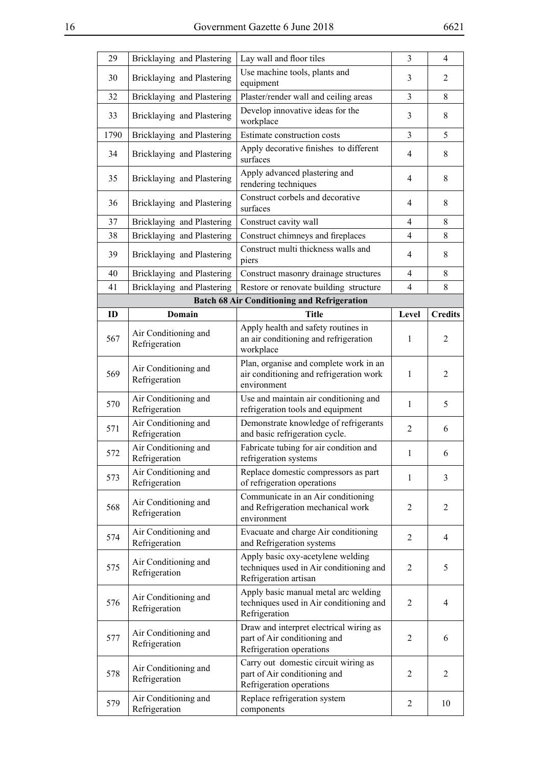| 29 | Bricklaying and Plastering | Lay wall and floor tiles | 3 | 4 |
|---|---|---|---|---|
| 30 | Bricklaying and Plastering | Use machine tools, plants and equipment | 3 | 2 |
| 32 | Bricklaying and Plastering | Plaster/render wall and ceiling areas | 3 | 8 |
| 33 | Bricklaying and Plastering | Develop innovative ideas for the workplace | 3 | 8 |
| 1790 | Bricklaying and Plastering | Estimate construction costs | 3 | 5 |
| 34 | Bricklaying and Plastering | Apply decorative finishes to different surfaces | 4 | 8 |
| 35 | Bricklaying and Plastering | Apply advanced plastering and rendering techniques | 4 | 8 |
| 36 | Bricklaying and Plastering | Construct corbels and decorative surfaces | 4 | 8 |
| 37 | Bricklaying and Plastering | Construct cavity wall | 4 | 8 |
| 38 | Bricklaying and Plastering | Construct chimneys and fireplaces | 4 | 8 |
| 39 | Bricklaying and Plastering | Construct multi thickness walls and piers | 4 | 8 |
| 40 | Bricklaying and Plastering | Construct masonry drainage structures | 4 | 8 |
| 41 | Bricklaying and Plastering | Restore or renovate building structure | 4 | 8 |
| **Batch 68 Air Conditioning and Refrigeration** | | | | |
| **ID** | **Domain** | **Title** | **Level** | **Credits** |
| 567 | Air Conditioning and Refrigeration | Apply health and safety routines in an air conditioning and refrigeration workplace | 1 | 2 |
| 569 | Air Conditioning and Refrigeration | Plan, organise and complete work in an air conditioning and refrigeration work environment | 1 | 2 |
| 570 | Air Conditioning and Refrigeration | Use and maintain air conditioning and refrigeration tools and equipment | 1 | 5 |
| 571 | Air Conditioning and Refrigeration | Demonstrate knowledge of refrigerants and basic refrigeration cycle. | 2 | 6 |
| 572 | Air Conditioning and Refrigeration | Fabricate tubing for air condition and refrigeration systems | 1 | 6 |
| 573 | Air Conditioning and Refrigeration | Replace domestic compressors as part of refrigeration operations | 1 | 3 |
| 568 | Air Conditioning and Refrigeration | Communicate in an Air conditioning and Refrigeration mechanical work environment | 2 | 2 |
| 574 | Air Conditioning and Refrigeration | Evacuate and charge Air conditioning and Refrigeration systems | 2 | 4 |
| 575 | Air Conditioning and Refrigeration | Apply basic oxy-acetylene welding techniques used in Air conditioning and Refrigeration artisan | 2 | 5 |
| 576 | Air Conditioning and Refrigeration | Apply basic manual metal arc welding techniques used in Air conditioning and Refrigeration | 2 | 4 |
| 577 | Air Conditioning and Refrigeration | Draw and interpret electrical wiring as part of Air conditioning and Refrigeration operations | 2 | 6 |
| 578 | Air Conditioning and Refrigeration | Carry out domestic circuit wiring as part of Air conditioning and Refrigeration operations | 2 | 2 |
| 579 | Air Conditioning and Refrigeration | Replace refrigeration system components | 2 | 10 |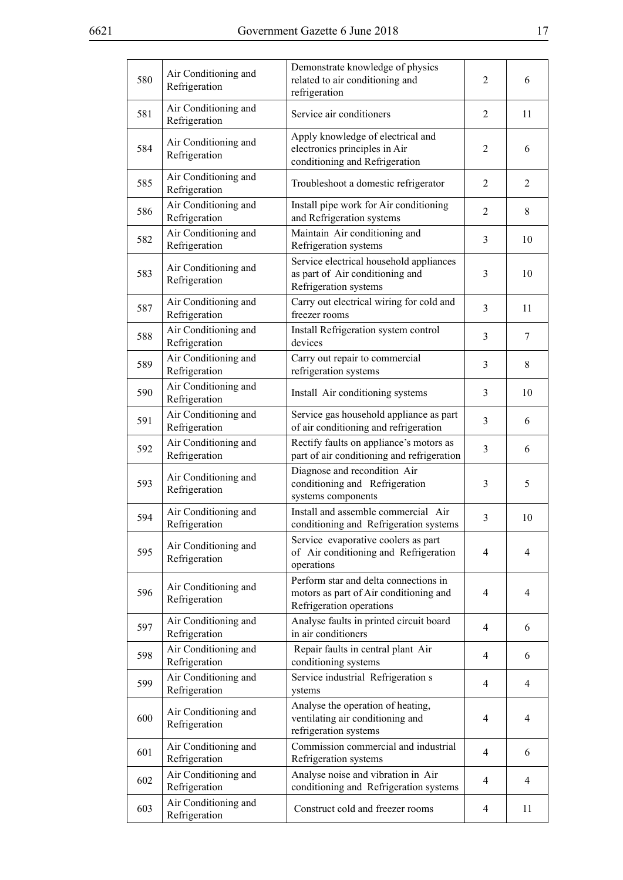| | | | | |
|---|---|---|---|---|
| 580 | Air Conditioning and Refrigeration | Demonstrate knowledge of physics related to air conditioning and refrigeration | 2 | 6 |
| 581 | Air Conditioning and Refrigeration | Service air conditioners | 2 | 11 |
| 584 | Air Conditioning and Refrigeration | Apply knowledge of electrical and electronics principles in Air conditioning and Refrigeration | 2 | 6 |
| 585 | Air Conditioning and Refrigeration | Troubleshoot a domestic refrigerator | 2 | 2 |
| 586 | Air Conditioning and Refrigeration | Install pipe work for Air conditioning and Refrigeration systems | 2 | 8 |
| 582 | Air Conditioning and Refrigeration | Maintain Air conditioning and Refrigeration systems | 3 | 10 |
| 583 | Air Conditioning and Refrigeration | Service electrical household appliances as part of Air conditioning and Refrigeration systems | 3 | 10 |
| 587 | Air Conditioning and Refrigeration | Carry out electrical wiring for cold and freezer rooms | 3 | 11 |
| 588 | Air Conditioning and Refrigeration | Install Refrigeration system control devices | 3 | 7 |
| 589 | Air Conditioning and Refrigeration | Carry out repair to commercial refrigeration systems | 3 | 8 |
| 590 | Air Conditioning and Refrigeration | Install Air conditioning systems | 3 | 10 |
| 591 | Air Conditioning and Refrigeration | Service gas household appliance as part of air conditioning and refrigeration | 3 | 6 |
| 592 | Air Conditioning and Refrigeration | Rectify faults on appliance's motors as part of air conditioning and refrigeration | 3 | 6 |
| 593 | Air Conditioning and Refrigeration | Diagnose and recondition Air conditioning and Refrigeration systems components | 3 | 5 |
| 594 | Air Conditioning and Refrigeration | Install and assemble commercial Air conditioning and Refrigeration systems | 3 | 10 |
| 595 | Air Conditioning and Refrigeration | Service evaporative coolers as part of Air conditioning and Refrigeration operations | 4 | 4 |
| 596 | Air Conditioning and Refrigeration | Perform star and delta connections in motors as part of Air conditioning and Refrigeration operations | 4 | 4 |
| 597 | Air Conditioning and Refrigeration | Analyse faults in printed circuit board in air conditioners | 4 | 6 |
| 598 | Air Conditioning and Refrigeration | Repair faults in central plant Air conditioning systems | 4 | 6 |
| 599 | Air Conditioning and Refrigeration | Service industrial Refrigeration s ystems | 4 | 4 |
| 600 | Air Conditioning and Refrigeration | Analyse the operation of heating, ventilating air conditioning and refrigeration systems | 4 | 4 |
| 601 | Air Conditioning and Refrigeration | Commission commercial and industrial Refrigeration systems | 4 | 6 |
| 602 | Air Conditioning and Refrigeration | Analyse noise and vibration in Air conditioning and Refrigeration systems | 4 | 4 |
| 603 | Air Conditioning and Refrigeration | Construct cold and freezer rooms | 4 | 11 |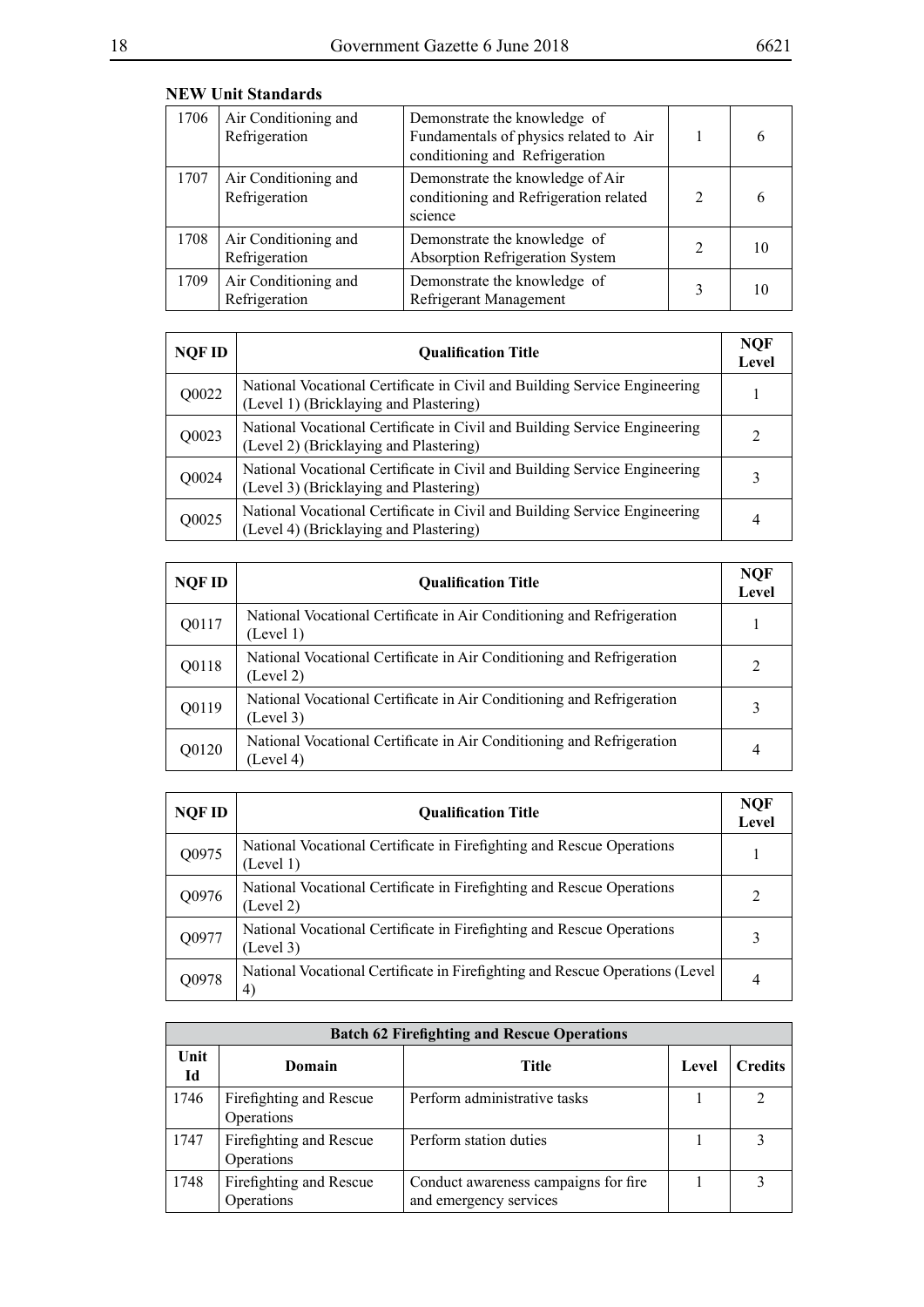**NEW Unit Standards**

| | | | | |
|---|---|---|---|---|
| 1706 | Air Conditioning and Refrigeration | Demonstrate the knowledge of Fundamentals of physics related to Air conditioning and Refrigeration | 1 | 6 |
| 1707 | Air Conditioning and Refrigeration | Demonstrate the knowledge of Air conditioning and Refrigeration related science | 2 | 6 |
| 1708 | Air Conditioning and Refrigeration | Demonstrate the knowledge of Absorption Refrigeration System | 2 | 10 |
| 1709 | Air Conditioning and Refrigeration | Demonstrate the knowledge of Refrigerant Management | 3 | 10 |

| NQF ID | Qualification Title | NQF Level |
|---|---|---|
| Q0022 | National Vocational Certificate in Civil and Building Service Engineering (Level 1) (Bricklaying and Plastering) | 1 |
| Q0023 | National Vocational Certificate in Civil and Building Service Engineering (Level 2) (Bricklaying and Plastering) | 2 |
| Q0024 | National Vocational Certificate in Civil and Building Service Engineering (Level 3) (Bricklaying and Plastering) | 3 |
| Q0025 | National Vocational Certificate in Civil and Building Service Engineering (Level 4) (Bricklaying and Plastering) | 4 |

| NQF ID | Qualification Title | NQF Level |
|---|---|---|
| Q0117 | National Vocational Certificate in Air Conditioning and Refrigeration (Level 1) | 1 |
| Q0118 | National Vocational Certificate in Air Conditioning and Refrigeration (Level 2) | 2 |
| Q0119 | National Vocational Certificate in Air Conditioning and Refrigeration (Level 3) | 3 |
| Q0120 | National Vocational Certificate in Air Conditioning and Refrigeration (Level 4) | 4 |

| NQF ID | Qualification Title | NQF Level |
|---|---|---|
| Q0975 | National Vocational Certificate in Firefighting and Rescue Operations (Level 1) | 1 |
| Q0976 | National Vocational Certificate in Firefighting and Rescue Operations (Level 2) | 2 |
| Q0977 | National Vocational Certificate in Firefighting and Rescue Operations (Level 3) | 3 |
| Q0978 | National Vocational Certificate in Firefighting and Rescue Operations (Level 4) | 4 |

| Batch 62 Firefighting and Rescue Operations | | | | |
|---|---|---|---|---|
| **Unit Id** | **Domain** | **Title** | **Level** | **Credits** |
| 1746 | Firefighting and Rescue Operations | Perform administrative tasks | 1 | 2 |
| 1747 | Firefighting and Rescue Operations | Perform station duties | 1 | 3 |
| 1748 | Firefighting and Rescue Operations | Conduct awareness campaigns for fire and emergency services | 1 | 3 |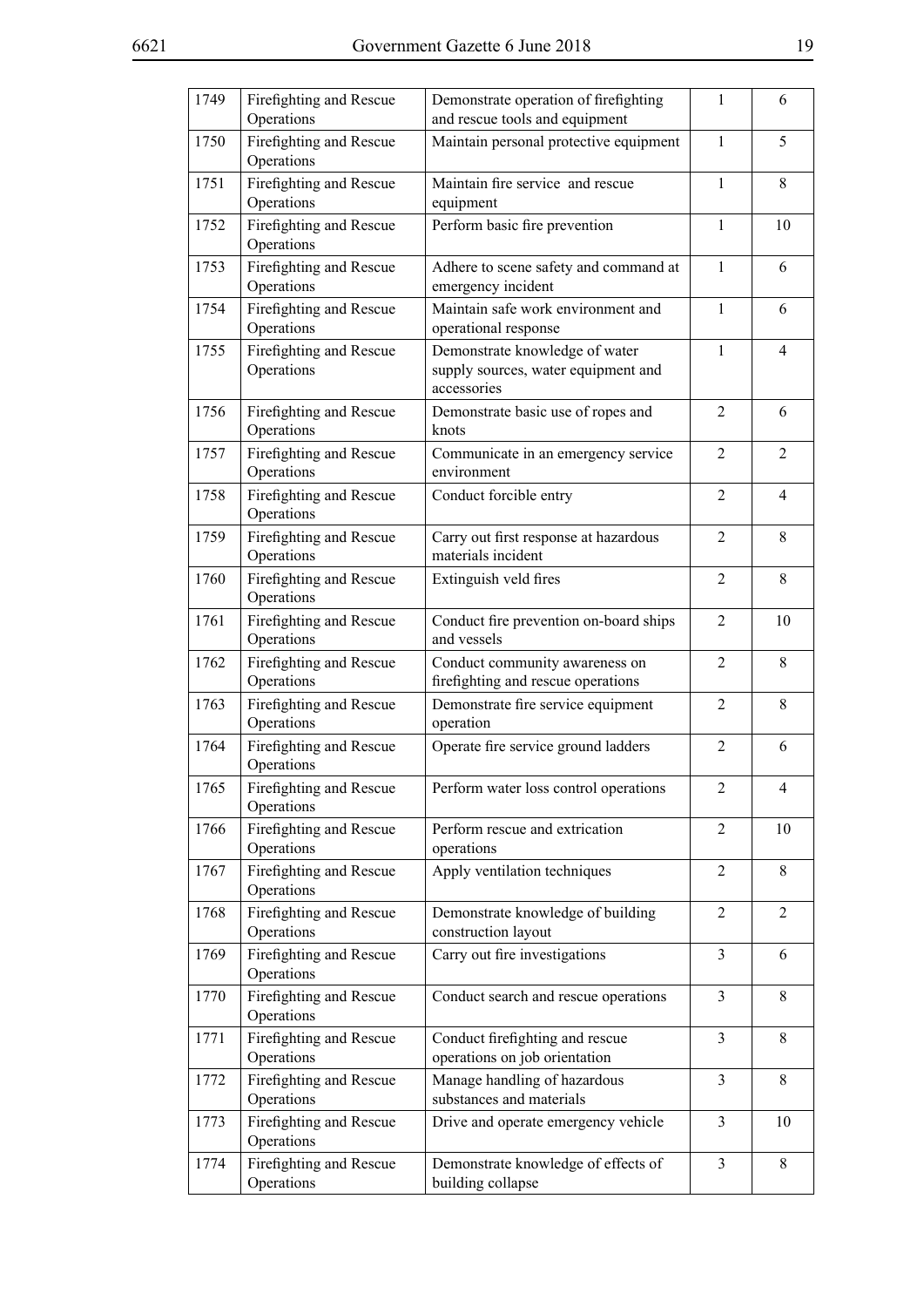| 1749 | Firefighting and Rescue Operations | Demonstrate operation of firefighting and rescue tools and equipment | 1 | 6 |
|---|---|---|---|---|
| 1750 | Firefighting and Rescue Operations | Maintain personal protective equipment | 1 | 5 |
| 1751 | Firefighting and Rescue Operations | Maintain fire service and rescue equipment | 1 | 8 |
| 1752 | Firefighting and Rescue Operations | Perform basic fire prevention | 1 | 10 |
| 1753 | Firefighting and Rescue Operations | Adhere to scene safety and command at emergency incident | 1 | 6 |
| 1754 | Firefighting and Rescue Operations | Maintain safe work environment and operational response | 1 | 6 |
| 1755 | Firefighting and Rescue Operations | Demonstrate knowledge of water supply sources, water equipment and accessories | 1 | 4 |
| 1756 | Firefighting and Rescue Operations | Demonstrate basic use of ropes and knots | 2 | 6 |
| 1757 | Firefighting and Rescue Operations | Communicate in an emergency service environment | 2 | 2 |
| 1758 | Firefighting and Rescue Operations | Conduct forcible entry | 2 | 4 |
| 1759 | Firefighting and Rescue Operations | Carry out first response at hazardous materials incident | 2 | 8 |
| 1760 | Firefighting and Rescue Operations | Extinguish veld fires | 2 | 8 |
| 1761 | Firefighting and Rescue Operations | Conduct fire prevention on-board ships and vessels | 2 | 10 |
| 1762 | Firefighting and Rescue Operations | Conduct community awareness on firefighting and rescue operations | 2 | 8 |
| 1763 | Firefighting and Rescue Operations | Demonstrate fire service equipment operation | 2 | 8 |
| 1764 | Firefighting and Rescue Operations | Operate fire service ground ladders | 2 | 6 |
| 1765 | Firefighting and Rescue Operations | Perform water loss control operations | 2 | 4 |
| 1766 | Firefighting and Rescue Operations | Perform rescue and extrication operations | 2 | 10 |
| 1767 | Firefighting and Rescue Operations | Apply ventilation techniques | 2 | 8 |
| 1768 | Firefighting and Rescue Operations | Demonstrate knowledge of building construction layout | 2 | 2 |
| 1769 | Firefighting and Rescue Operations | Carry out fire investigations | 3 | 6 |
| 1770 | Firefighting and Rescue Operations | Conduct search and rescue operations | 3 | 8 |
| 1771 | Firefighting and Rescue Operations | Conduct firefighting and rescue operations on job orientation | 3 | 8 |
| 1772 | Firefighting and Rescue Operations | Manage handling of hazardous substances and materials | 3 | 8 |
| 1773 | Firefighting and Rescue Operations | Drive and operate emergency vehicle | 3 | 10 |
| 1774 | Firefighting and Rescue Operations | Demonstrate knowledge of effects of building collapse | 3 | 8 |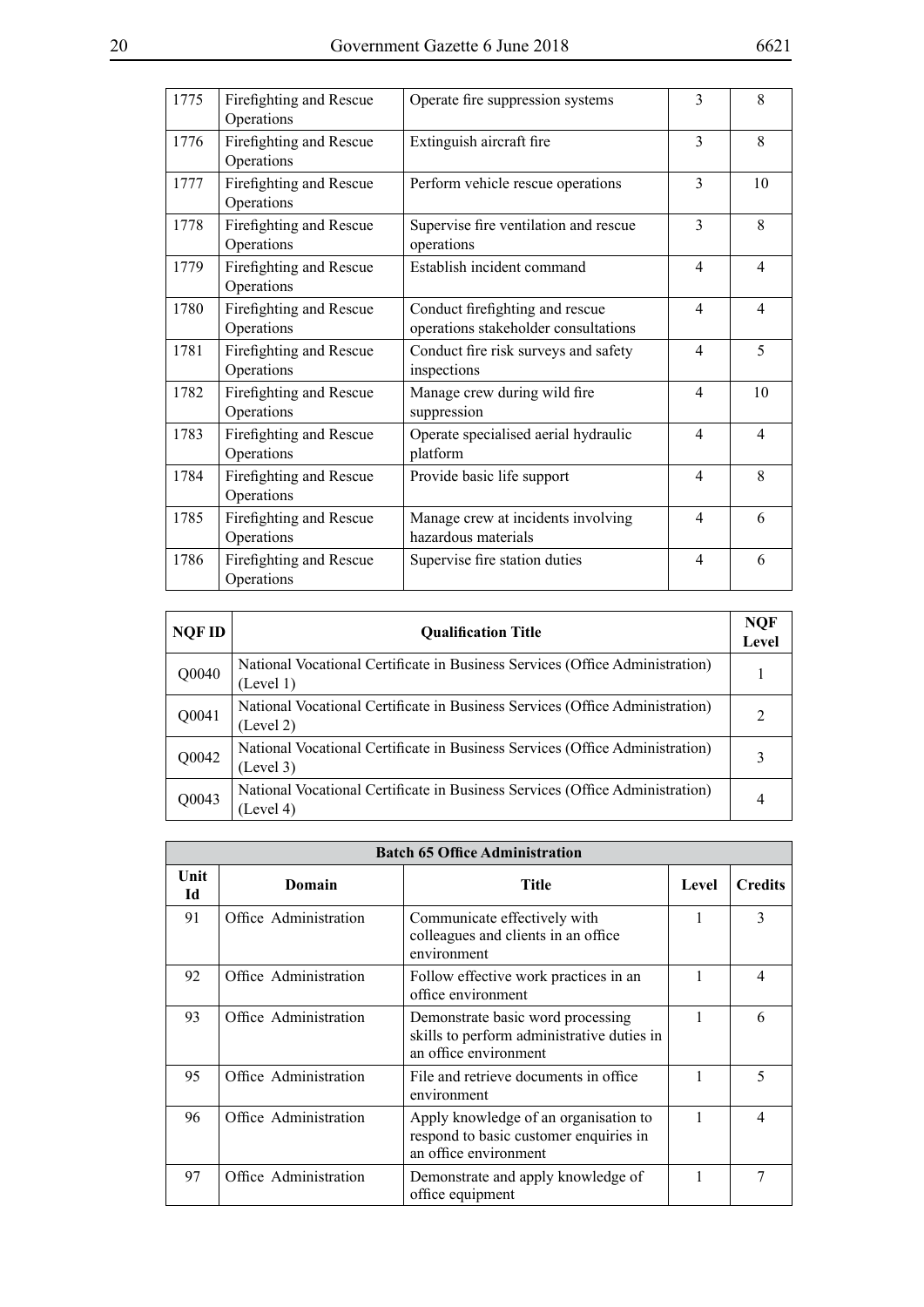| | | | | |
|---|---|---|---|---|
| 1775 | Firefighting and Rescue Operations | Operate fire suppression systems | 3 | 8 |
| 1776 | Firefighting and Rescue Operations | Extinguish aircraft fire | 3 | 8 |
| 1777 | Firefighting and Rescue Operations | Perform vehicle rescue operations | 3 | 10 |
| 1778 | Firefighting and Rescue Operations | Supervise fire ventilation and rescue operations | 3 | 8 |
| 1779 | Firefighting and Rescue Operations | Establish incident command | 4 | 4 |
| 1780 | Firefighting and Rescue Operations | Conduct firefighting and rescue operations stakeholder consultations | 4 | 4 |
| 1781 | Firefighting and Rescue Operations | Conduct fire risk surveys and safety inspections | 4 | 5 |
| 1782 | Firefighting and Rescue Operations | Manage crew during wild fire suppression | 4 | 10 |
| 1783 | Firefighting and Rescue Operations | Operate specialised aerial hydraulic platform | 4 | 4 |
| 1784 | Firefighting and Rescue Operations | Provide basic life support | 4 | 8 |
| 1785 | Firefighting and Rescue Operations | Manage crew at incidents involving hazardous materials | 4 | 6 |
| 1786 | Firefighting and Rescue Operations | Supervise fire station duties | 4 | 6 |

| NQF ID | Qualification Title | NQF Level |
|---|---|---|
| Q0040 | National Vocational Certificate in Business Services (Office Administration) (Level 1) | 1 |
| Q0041 | National Vocational Certificate in Business Services (Office Administration) (Level 2) | 2 |
| Q0042 | National Vocational Certificate in Business Services (Office Administration) (Level 3) | 3 |
| Q0043 | National Vocational Certificate in Business Services (Office Administration) (Level 4) | 4 |

| Batch 65 Office Administration | | | | |
|---|---|---|---|---|
| Unit Id | Domain | Title | Level | Credits |
| 91 | Office Administration | Communicate effectively with colleagues and clients in an office environment | 1 | 3 |
| 92 | Office Administration | Follow effective work practices in an office environment | 1 | 4 |
| 93 | Office Administration | Demonstrate basic word processing skills to perform administrative duties in an office environment | 1 | 6 |
| 95 | Office Administration | File and retrieve documents in office environment | 1 | 5 |
| 96 | Office Administration | Apply knowledge of an organisation to respond to basic customer enquiries in an office environment | 1 | 4 |
| 97 | Office Administration | Demonstrate and apply knowledge of office equipment | 1 | 7 |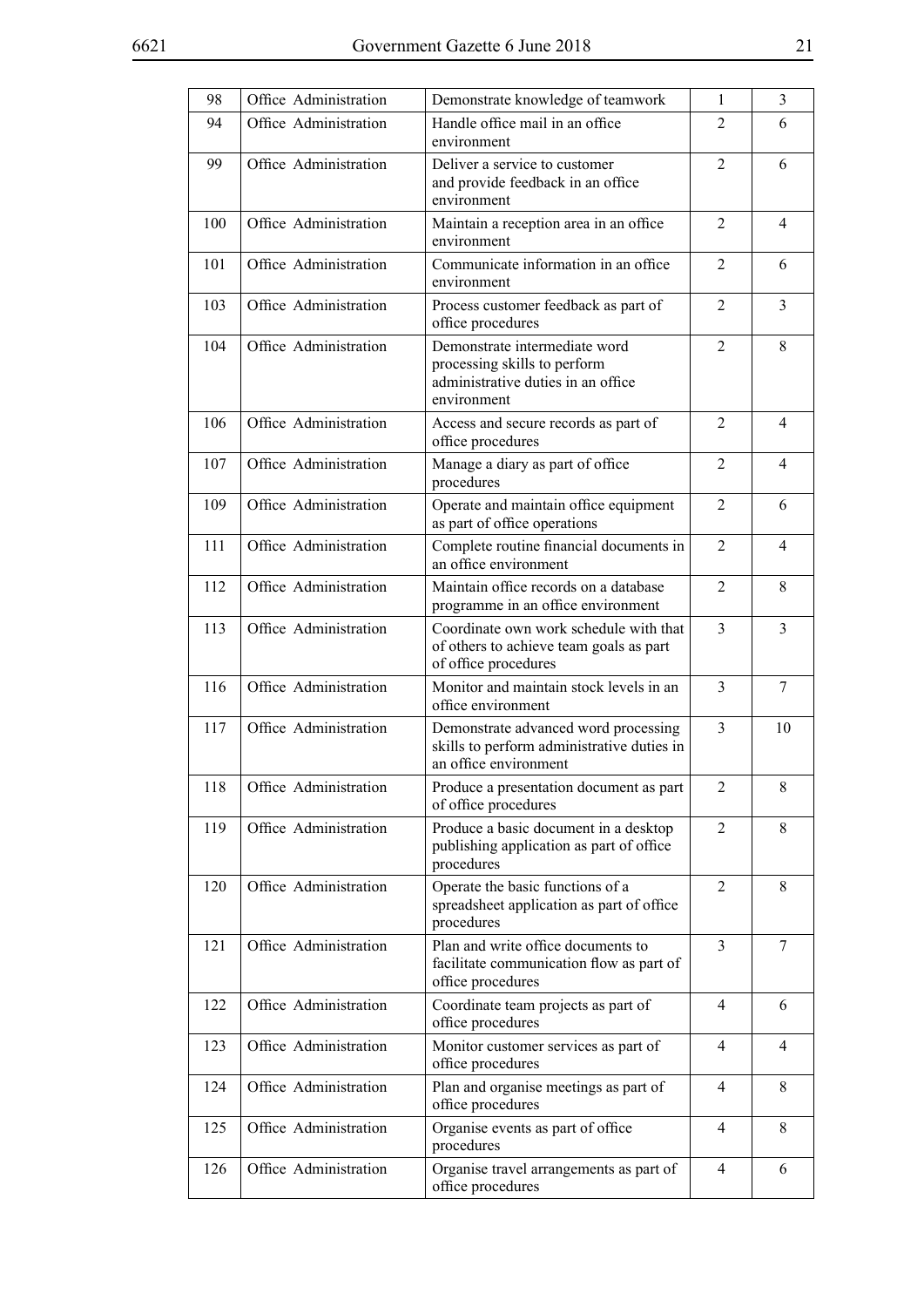| | | | | |
|---|---|---|---|---|
| 98 | Office Administration | Demonstrate knowledge of teamwork | 1 | 3 |
| 94 | Office Administration | Handle office mail in an office environment | 2 | 6 |
| 99 | Office Administration | Deliver a service to customer and provide feedback in an office environment | 2 | 6 |
| 100 | Office Administration | Maintain a reception area in an office environment | 2 | 4 |
| 101 | Office Administration | Communicate information in an office environment | 2 | 6 |
| 103 | Office Administration | Process customer feedback as part of office procedures | 2 | 3 |
| 104 | Office Administration | Demonstrate intermediate word processing skills to perform administrative duties in an office environment | 2 | 8 |
| 106 | Office Administration | Access and secure records as part of office procedures | 2 | 4 |
| 107 | Office Administration | Manage a diary as part of office procedures | 2 | 4 |
| 109 | Office Administration | Operate and maintain office equipment as part of office operations | 2 | 6 |
| 111 | Office Administration | Complete routine financial documents in an office environment | 2 | 4 |
| 112 | Office Administration | Maintain office records on a database programme in an office environment | 2 | 8 |
| 113 | Office Administration | Coordinate own work schedule with that of others to achieve team goals as part of office procedures | 3 | 3 |
| 116 | Office Administration | Monitor and maintain stock levels in an office environment | 3 | 7 |
| 117 | Office Administration | Demonstrate advanced word processing skills to perform administrative duties in an office environment | 3 | 10 |
| 118 | Office Administration | Produce a presentation document as part of office procedures | 2 | 8 |
| 119 | Office Administration | Produce a basic document in a desktop publishing application as part of office procedures | 2 | 8 |
| 120 | Office Administration | Operate the basic functions of a spreadsheet application as part of office procedures | 2 | 8 |
| 121 | Office Administration | Plan and write office documents to facilitate communication flow as part of office procedures | 3 | 7 |
| 122 | Office Administration | Coordinate team projects as part of office procedures | 4 | 6 |
| 123 | Office Administration | Monitor customer services as part of office procedures | 4 | 4 |
| 124 | Office Administration | Plan and organise meetings as part of office procedures | 4 | 8 |
| 125 | Office Administration | Organise events as part of office procedures | 4 | 8 |
| 126 | Office Administration | Organise travel arrangements as part of office procedures | 4 | 6 |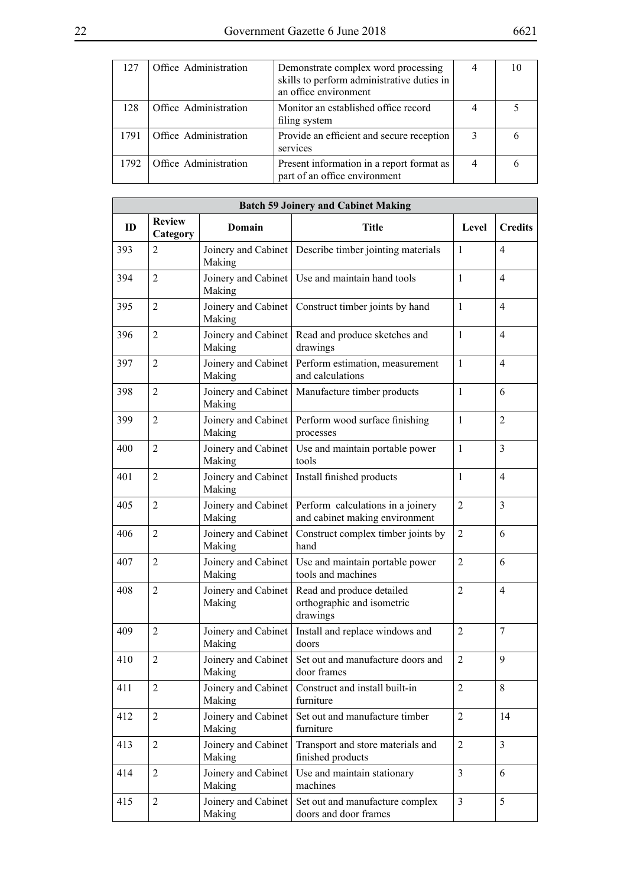| 127 | Office Administration | Demonstrate complex word processing skills to perform administrative duties in an office environment | 4 | 10 |
|---|---|---|---|---|
| 128 | Office Administration | Monitor an established office record filing system | 4 | 5 |
| 1791 | Office Administration | Provide an efficient and secure reception services | 3 | 6 |
| 1792 | Office Administration | Present information in a report format as part of an office environment | 4 | 6 |

| **Batch 59 Joinery and Cabinet Making** | | | | | |
|---|---|---|---|---|---|
| **ID** | **Review Category** | **Domain** | **Title** | **Level** | **Credits** |
| 393 | 2 | Joinery and Cabinet Making | Describe timber jointing materials | 1 | 4 |
| 394 | 2 | Joinery and Cabinet Making | Use and maintain hand tools | 1 | 4 |
| 395 | 2 | Joinery and Cabinet Making | Construct timber joints by hand | 1 | 4 |
| 396 | 2 | Joinery and Cabinet Making | Read and produce sketches and drawings | 1 | 4 |
| 397 | 2 | Joinery and Cabinet Making | Perform estimation, measurement and calculations | 1 | 4 |
| 398 | 2 | Joinery and Cabinet Making | Manufacture timber products | 1 | 6 |
| 399 | 2 | Joinery and Cabinet Making | Perform wood surface finishing processes | 1 | 2 |
| 400 | 2 | Joinery and Cabinet Making | Use and maintain portable power tools | 1 | 3 |
| 401 | 2 | Joinery and Cabinet Making | Install finished products | 1 | 4 |
| 405 | 2 | Joinery and Cabinet Making | Perform calculations in a joinery and cabinet making environment | 2 | 3 |
| 406 | 2 | Joinery and Cabinet Making | Construct complex timber joints by hand | 2 | 6 |
| 407 | 2 | Joinery and Cabinet Making | Use and maintain portable power tools and machines | 2 | 6 |
| 408 | 2 | Joinery and Cabinet Making | Read and produce detailed orthographic and isometric drawings | 2 | 4 |
| 409 | 2 | Joinery and Cabinet Making | Install and replace windows and doors | 2 | 7 |
| 410 | 2 | Joinery and Cabinet Making | Set out and manufacture doors and door frames | 2 | 9 |
| 411 | 2 | Joinery and Cabinet Making | Construct and install built-in furniture | 2 | 8 |
| 412 | 2 | Joinery and Cabinet Making | Set out and manufacture timber furniture | 2 | 14 |
| 413 | 2 | Joinery and Cabinet Making | Transport and store materials and finished products | 2 | 3 |
| 414 | 2 | Joinery and Cabinet Making | Use and maintain stationary machines | 3 | 6 |
| 415 | 2 | Joinery and Cabinet Making | Set out and manufacture complex doors and door frames | 3 | 5 |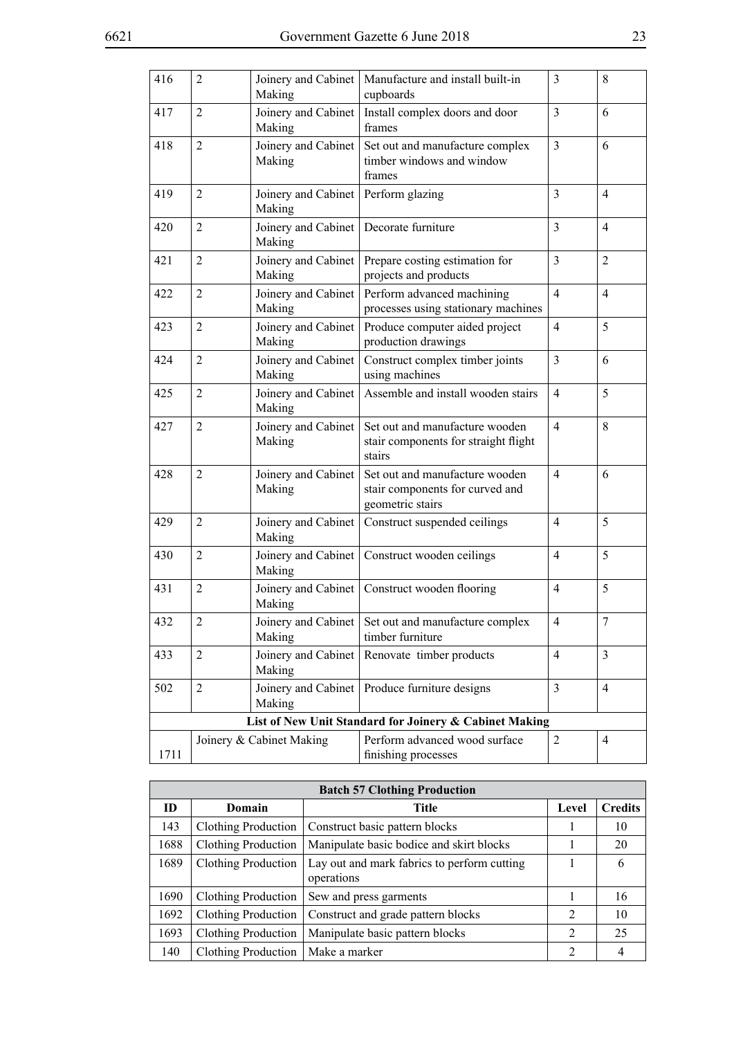| | | | | | |
|---|---|---|---|---|---|
| 416 | 2 | Joinery and Cabinet Making | Manufacture and install built-in cupboards | 3 | 8 |
| 417 | 2 | Joinery and Cabinet Making | Install complex doors and door frames | 3 | 6 |
| 418 | 2 | Joinery and Cabinet Making | Set out and manufacture complex timber windows and window frames | 3 | 6 |
| 419 | 2 | Joinery and Cabinet Making | Perform glazing | 3 | 4 |
| 420 | 2 | Joinery and Cabinet Making | Decorate furniture | 3 | 4 |
| 421 | 2 | Joinery and Cabinet Making | Prepare costing estimation for projects and products | 3 | 2 |
| 422 | 2 | Joinery and Cabinet Making | Perform advanced machining processes using stationary machines | 4 | 4 |
| 423 | 2 | Joinery and Cabinet Making | Produce computer aided project production drawings | 4 | 5 |
| 424 | 2 | Joinery and Cabinet Making | Construct complex timber joints using machines | 3 | 6 |
| 425 | 2 | Joinery and Cabinet Making | Assemble and install wooden stairs | 4 | 5 |
| 427 | 2 | Joinery and Cabinet Making | Set out and manufacture wooden stair components for straight flight stairs | 4 | 8 |
| 428 | 2 | Joinery and Cabinet Making | Set out and manufacture wooden stair components for curved and geometric stairs | 4 | 6 |
| 429 | 2 | Joinery and Cabinet Making | Construct suspended ceilings | 4 | 5 |
| 430 | 2 | Joinery and Cabinet Making | Construct wooden ceilings | 4 | 5 |
| 431 | 2 | Joinery and Cabinet Making | Construct wooden flooring | 4 | 5 |
| 432 | 2 | Joinery and Cabinet Making | Set out and manufacture complex timber furniture | 4 | 7 |
| 433 | 2 | Joinery and Cabinet Making | Renovate timber products | 4 | 3 |
| 502 | 2 | Joinery and Cabinet Making | Produce furniture designs | 3 | 4 |
| **List of New Unit Standard for Joinery & Cabinet Making** | | | | | |
| 1711 | Joinery & Cabinet Making | | Perform advanced wood surface finishing processes | 2 | 4 |

| **Batch 57 Clothing Production** | | | | |
|---|---|---|---|---|
| **ID** | **Domain** | **Title** | **Level** | **Credits** |
| 143 | Clothing Production | Construct basic pattern blocks | 1 | 10 |
| 1688 | Clothing Production | Manipulate basic bodice and skirt blocks | 1 | 20 |
| 1689 | Clothing Production | Lay out and mark fabrics to perform cutting operations | 1 | 6 |
| 1690 | Clothing Production | Sew and press garments | 1 | 16 |
| 1692 | Clothing Production | Construct and grade pattern blocks | 2 | 10 |
| 1693 | Clothing Production | Manipulate basic pattern blocks | 2 | 25 |
| 140 | Clothing Production | Make a marker | 2 | 4 |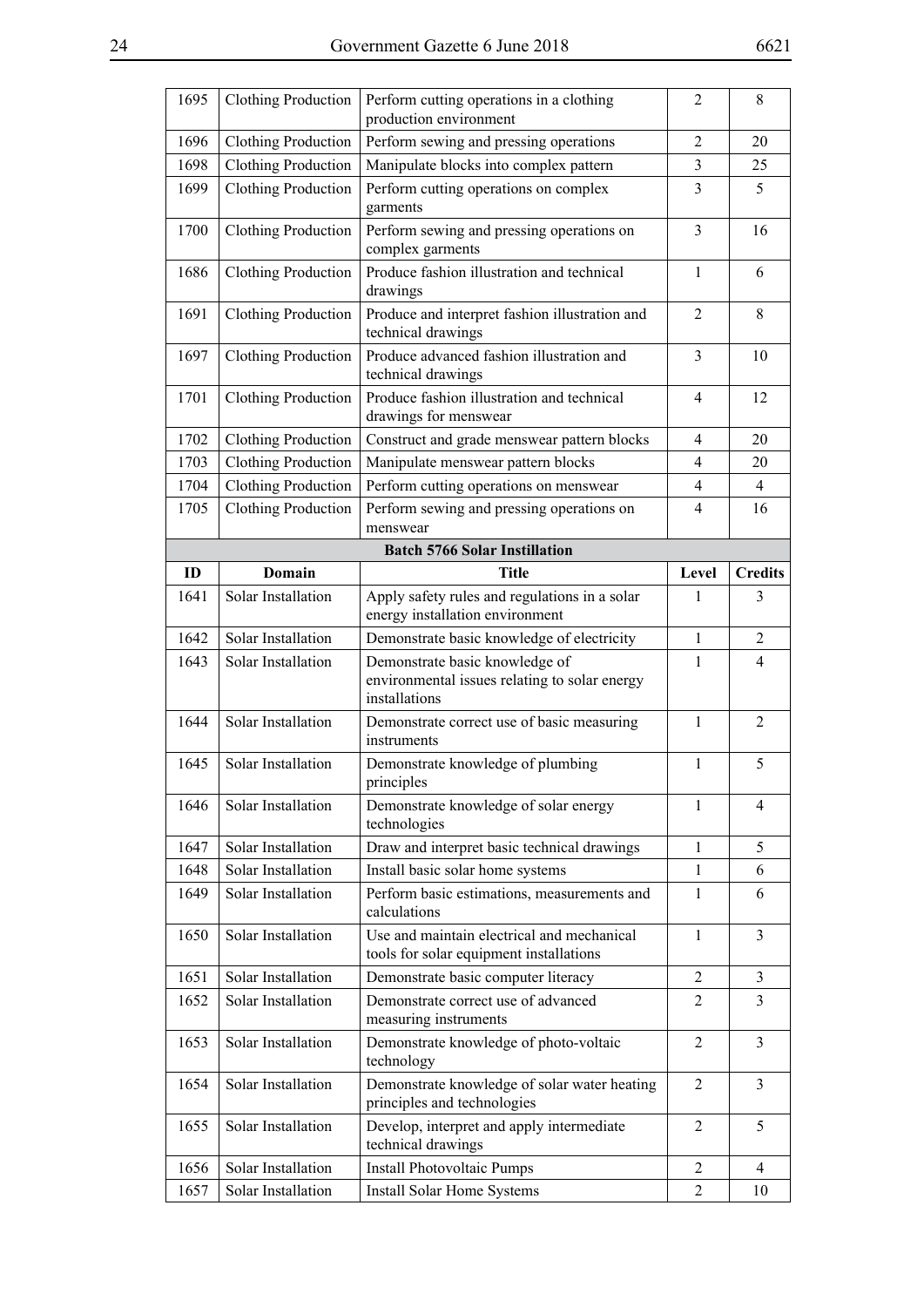| ID | Domain | Title | Level | Credits |
|---|---|---|---|---|
| 1695 | Clothing Production | Perform cutting operations in a clothing production environment | 2 | 8 |
| 1696 | Clothing Production | Perform sewing and pressing operations | 2 | 20 |
| 1698 | Clothing Production | Manipulate blocks into complex pattern | 3 | 25 |
| 1699 | Clothing Production | Perform cutting operations on complex garments | 3 | 5 |
| 1700 | Clothing Production | Perform sewing and pressing operations on complex garments | 3 | 16 |
| 1686 | Clothing Production | Produce fashion illustration and technical drawings | 1 | 6 |
| 1691 | Clothing Production | Produce and interpret fashion illustration and technical drawings | 2 | 8 |
| 1697 | Clothing Production | Produce advanced fashion illustration and technical drawings | 3 | 10 |
| 1701 | Clothing Production | Produce fashion illustration and technical drawings for menswear | 4 | 12 |
| 1702 | Clothing Production | Construct and grade menswear pattern blocks | 4 | 20 |
| 1703 | Clothing Production | Manipulate menswear pattern blocks | 4 | 20 |
| 1704 | Clothing Production | Perform cutting operations on menswear | 4 | 4 |
| 1705 | Clothing Production | Perform sewing and pressing operations on menswear | 4 | 16 |
| **Batch 5766 Solar Instillation** | | | | |
| **ID** | **Domain** | **Title** | **Level** | **Credits** |
| 1641 | Solar Installation | Apply safety rules and regulations in a solar energy installation environment | 1 | 3 |
| 1642 | Solar Installation | Demonstrate basic knowledge of electricity | 1 | 2 |
| 1643 | Solar Installation | Demonstrate basic knowledge of environmental issues relating to solar energy installations | 1 | 4 |
| 1644 | Solar Installation | Demonstrate correct use of basic measuring instruments | 1 | 2 |
| 1645 | Solar Installation | Demonstrate knowledge of plumbing principles | 1 | 5 |
| 1646 | Solar Installation | Demonstrate knowledge of solar energy technologies | 1 | 4 |
| 1647 | Solar Installation | Draw and interpret basic technical drawings | 1 | 5 |
| 1648 | Solar Installation | Install basic solar home systems | 1 | 6 |
| 1649 | Solar Installation | Perform basic estimations, measurements and calculations | 1 | 6 |
| 1650 | Solar Installation | Use and maintain electrical and mechanical tools for solar equipment installations | 1 | 3 |
| 1651 | Solar Installation | Demonstrate basic computer literacy | 2 | 3 |
| 1652 | Solar Installation | Demonstrate correct use of advanced measuring instruments | 2 | 3 |
| 1653 | Solar Installation | Demonstrate knowledge of photo-voltaic technology | 2 | 3 |
| 1654 | Solar Installation | Demonstrate knowledge of solar water heating principles and technologies | 2 | 3 |
| 1655 | Solar Installation | Develop, interpret and apply intermediate technical drawings | 2 | 5 |
| 1656 | Solar Installation | Install Photovoltaic Pumps | 2 | 4 |
| 1657 | Solar Installation | Install Solar Home Systems | 2 | 10 |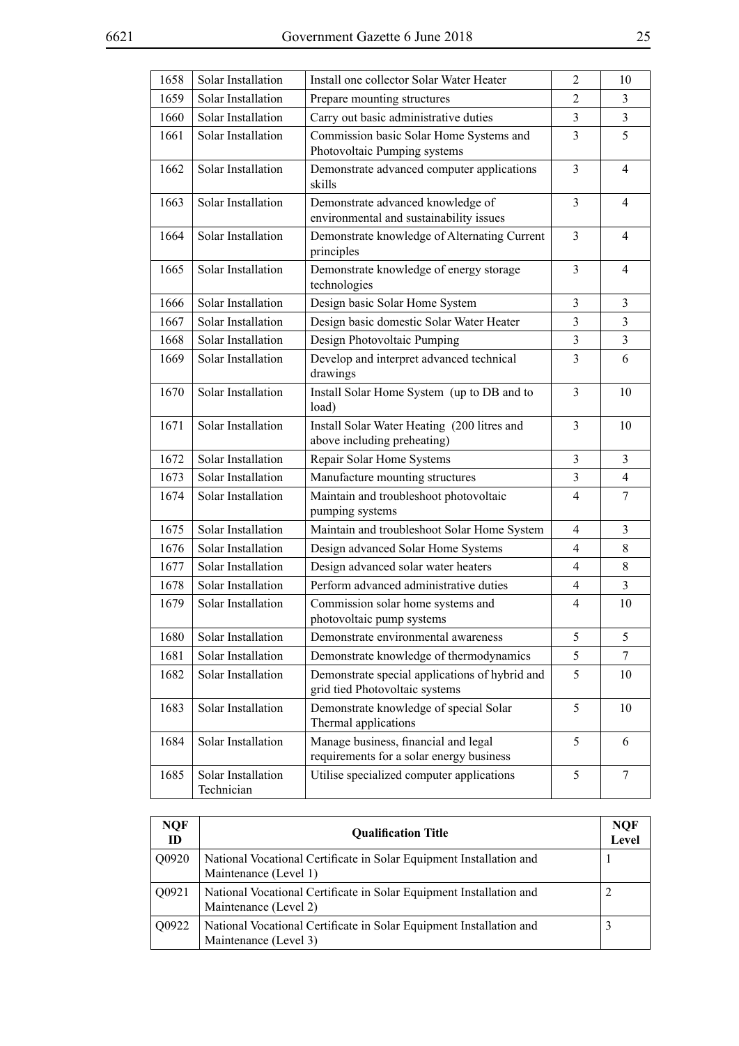| | | | | |
|---|---|---|---|---|
| 1658 | Solar Installation | Install one collector Solar Water Heater | 2 | 10 |
| 1659 | Solar Installation | Prepare mounting structures | 2 | 3 |
| 1660 | Solar Installation | Carry out basic administrative duties | 3 | 3 |
| 1661 | Solar Installation | Commission basic Solar Home Systems and Photovoltaic Pumping systems | 3 | 5 |
| 1662 | Solar Installation | Demonstrate advanced computer applications skills | 3 | 4 |
| 1663 | Solar Installation | Demonstrate advanced knowledge of environmental and sustainability issues | 3 | 4 |
| 1664 | Solar Installation | Demonstrate knowledge of Alternating Current principles | 3 | 4 |
| 1665 | Solar Installation | Demonstrate knowledge of energy storage technologies | 3 | 4 |
| 1666 | Solar Installation | Design basic Solar Home System | 3 | 3 |
| 1667 | Solar Installation | Design basic domestic Solar Water Heater | 3 | 3 |
| 1668 | Solar Installation | Design Photovoltaic Pumping | 3 | 3 |
| 1669 | Solar Installation | Develop and interpret advanced technical drawings | 3 | 6 |
| 1670 | Solar Installation | Install Solar Home System (up to DB and to load) | 3 | 10 |
| 1671 | Solar Installation | Install Solar Water Heating (200 litres and above including preheating) | 3 | 10 |
| 1672 | Solar Installation | Repair Solar Home Systems | 3 | 3 |
| 1673 | Solar Installation | Manufacture mounting structures | 3 | 4 |
| 1674 | Solar Installation | Maintain and troubleshoot photovoltaic pumping systems | 4 | 7 |
| 1675 | Solar Installation | Maintain and troubleshoot Solar Home System | 4 | 3 |
| 1676 | Solar Installation | Design advanced Solar Home Systems | 4 | 8 |
| 1677 | Solar Installation | Design advanced solar water heaters | 4 | 8 |
| 1678 | Solar Installation | Perform advanced administrative duties | 4 | 3 |
| 1679 | Solar Installation | Commission solar home systems and photovoltaic pump systems | 4 | 10 |
| 1680 | Solar Installation | Demonstrate environmental awareness | 5 | 5 |
| 1681 | Solar Installation | Demonstrate knowledge of thermodynamics | 5 | 7 |
| 1682 | Solar Installation | Demonstrate special applications of hybrid and grid tied Photovoltaic systems | 5 | 10 |
| 1683 | Solar Installation | Demonstrate knowledge of special Solar Thermal applications | 5 | 10 |
| 1684 | Solar Installation | Manage business, financial and legal requirements for a solar energy business | 5 | 6 |
| 1685 | Solar Installation Technician | Utilise specialized computer applications | 5 | 7 |

| NQF ID | Qualification Title | NQF Level |
|---|---|---|
| Q0920 | National Vocational Certificate in Solar Equipment Installation and Maintenance (Level 1) | 1 |
| Q0921 | National Vocational Certificate in Solar Equipment Installation and Maintenance (Level 2) | 2 |
| Q0922 | National Vocational Certificate in Solar Equipment Installation and Maintenance (Level 3) | 3 |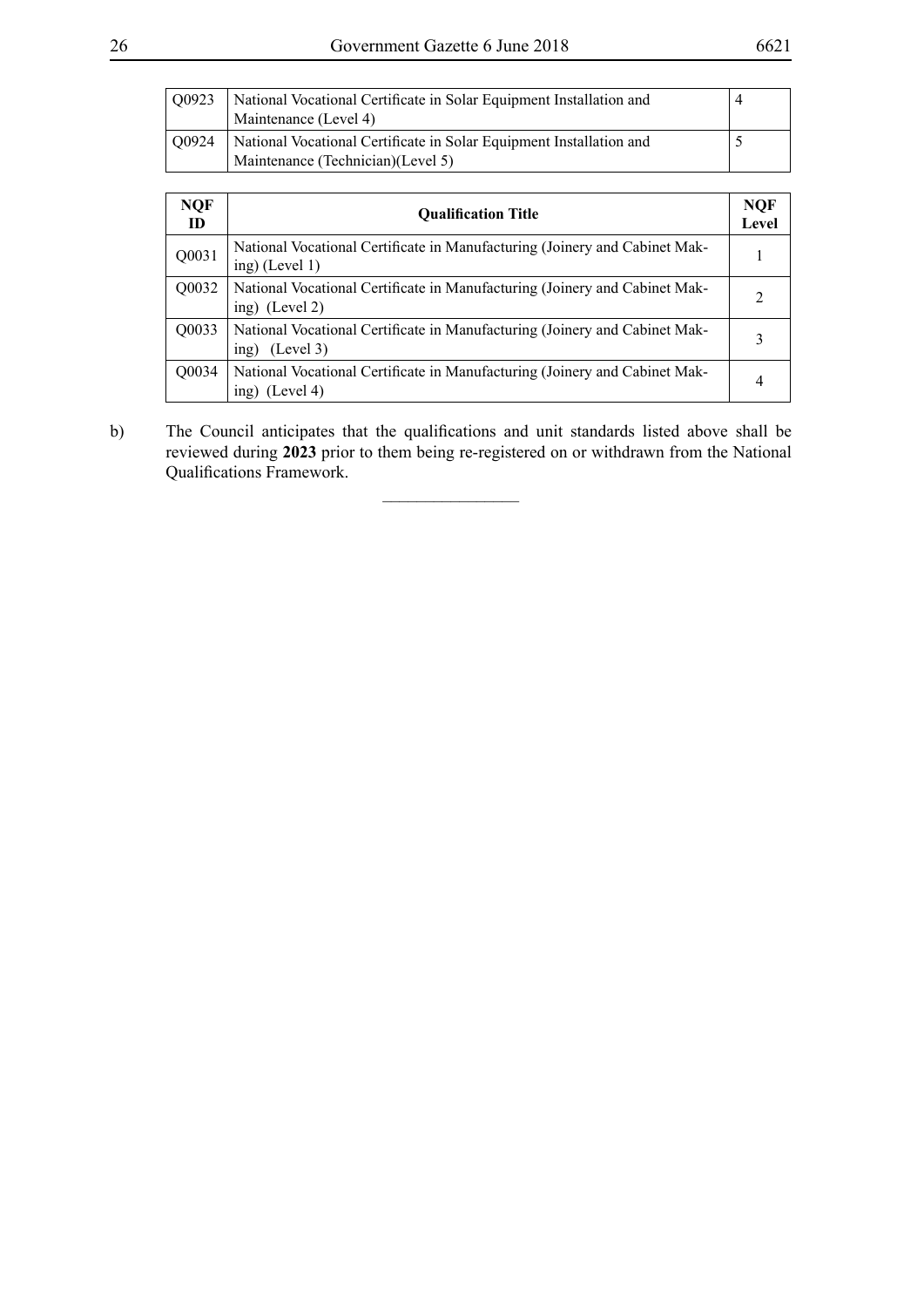| | | |
|---|---|---|
| Q0923 | National Vocational Certificate in Solar Equipment Installation and Maintenance (Level 4) | 4 |
| Q0924 | National Vocational Certificate in Solar Equipment Installation and Maintenance (Technician)(Level 5) | 5 |

| NQF ID | Qualification Title | NQF Level |
|---|---|---|
| Q0031 | National Vocational Certificate in Manufacturing (Joinery and Cabinet Making) (Level 1) | 1 |
| Q0032 | National Vocational Certificate in Manufacturing (Joinery and Cabinet Making) (Level 2) | 2 |
| Q0033 | National Vocational Certificate in Manufacturing (Joinery and Cabinet Making) (Level 3) | 3 |
| Q0034 | National Vocational Certificate in Manufacturing (Joinery and Cabinet Making) (Level 4) | 4 |

b) The Council anticipates that the qualifications and unit standards listed above shall be reviewed during **2023** prior to them being re-registered on or withdrawn from the National Qualifications Framework.

________________